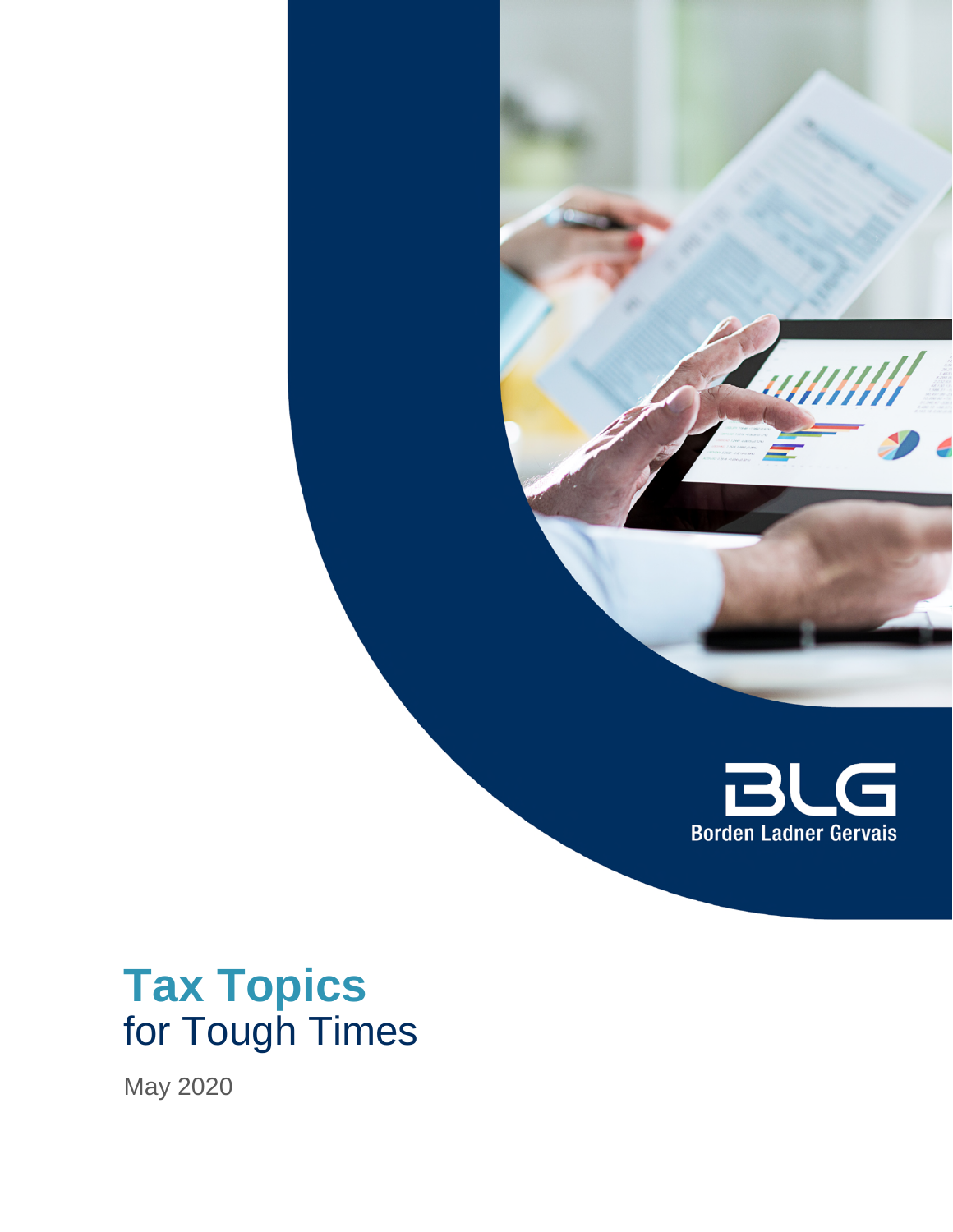Borden Ladner Gervais

# Tax Topics for Tough Times

May 2020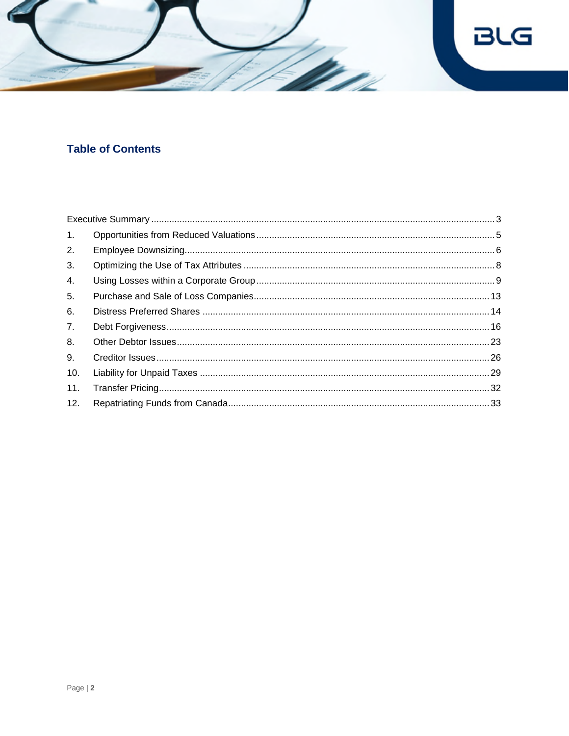## Table of Contents

Executive Summary .......... 3

1. Opportunities from Reduced Valuations .......... 5
2. Employee Downsizing .......... 6
3. Optimizing the Use of Tax Attributes .......... 8
4. Using Losses within a Corporate Group .......... 9
5. Purchase and Sale of Loss Companies .......... 13
6. Distress Preferred Shares .......... 14
7. Debt Forgiveness .......... 16
8. Other Debtor Issues .......... 23
9. Creditor Issues .......... 26
10. Liability for Unpaid Taxes .......... 29
11. Transfer Pricing .......... 32
12. Repatriating Funds from Canada .......... 33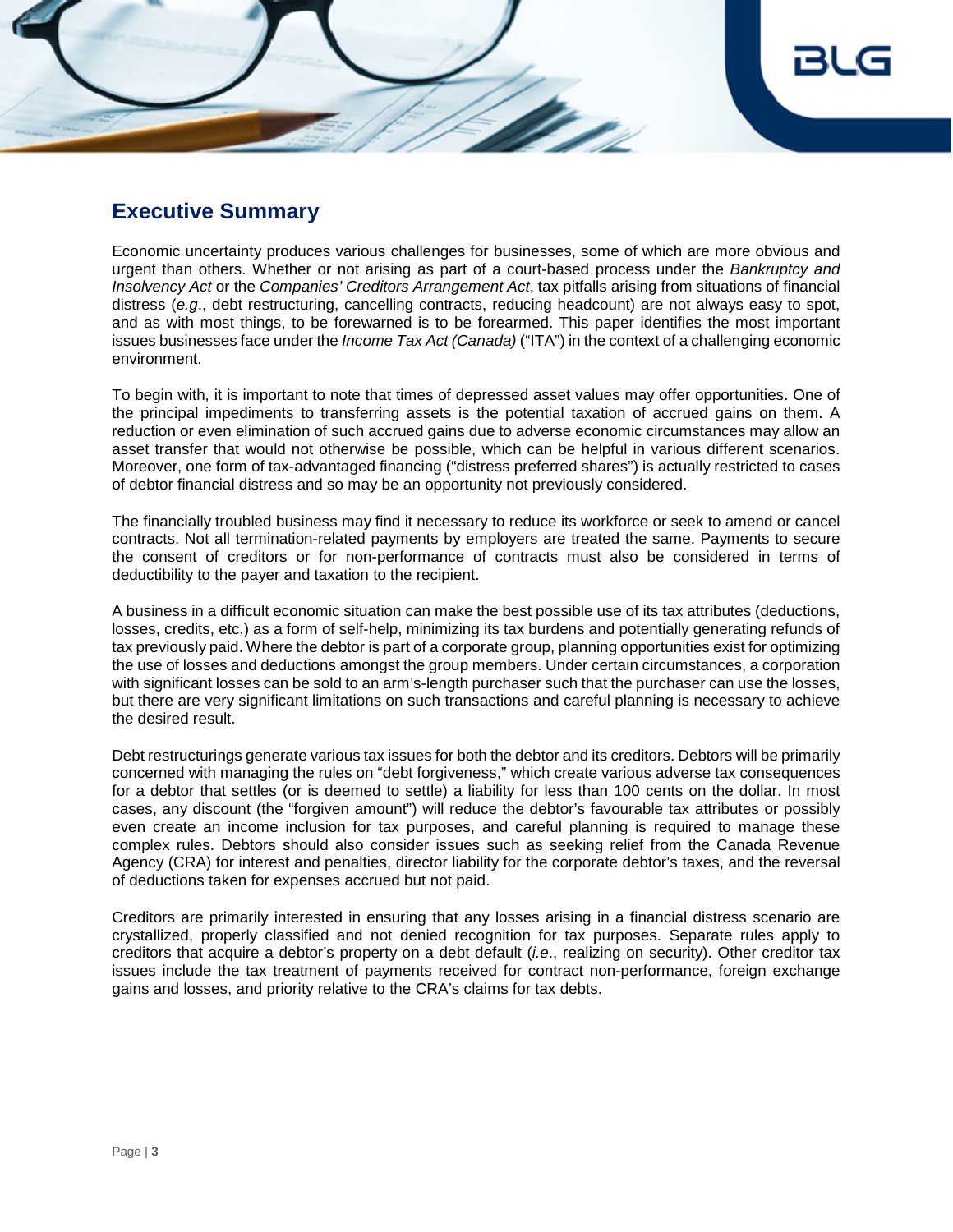## Executive Summary

Economic uncertainty produces various challenges for businesses, some of which are more obvious and urgent than others. Whether or not arising as part of a court-based process under the *Bankruptcy and Insolvency Act* or the *Companies' Creditors Arrangement Act*, tax pitfalls arising from situations of financial distress (*e.g*., debt restructuring, cancelling contracts, reducing headcount) are not always easy to spot, and as with most things, to be forewarned is to be forearmed. This paper identifies the most important issues businesses face under the *Income Tax Act (Canada)* ("ITA") in the context of a challenging economic environment.

To begin with, it is important to note that times of depressed asset values may offer opportunities. One of the principal impediments to transferring assets is the potential taxation of accrued gains on them. A reduction or even elimination of such accrued gains due to adverse economic circumstances may allow an asset transfer that would not otherwise be possible, which can be helpful in various different scenarios. Moreover, one form of tax-advantaged financing ("distress preferred shares") is actually restricted to cases of debtor financial distress and so may be an opportunity not previously considered.

The financially troubled business may find it necessary to reduce its workforce or seek to amend or cancel contracts. Not all termination-related payments by employers are treated the same. Payments to secure the consent of creditors or for non-performance of contracts must also be considered in terms of deductibility to the payer and taxation to the recipient.

A business in a difficult economic situation can make the best possible use of its tax attributes (deductions, losses, credits, etc.) as a form of self-help, minimizing its tax burdens and potentially generating refunds of tax previously paid. Where the debtor is part of a corporate group, planning opportunities exist for optimizing the use of losses and deductions amongst the group members. Under certain circumstances, a corporation with significant losses can be sold to an arm's-length purchaser such that the purchaser can use the losses, but there are very significant limitations on such transactions and careful planning is necessary to achieve the desired result.

Debt restructurings generate various tax issues for both the debtor and its creditors. Debtors will be primarily concerned with managing the rules on "debt forgiveness," which create various adverse tax consequences for a debtor that settles (or is deemed to settle) a liability for less than 100 cents on the dollar. In most cases, any discount (the "forgiven amount") will reduce the debtor's favourable tax attributes or possibly even create an income inclusion for tax purposes, and careful planning is required to manage these complex rules. Debtors should also consider issues such as seeking relief from the Canada Revenue Agency (CRA) for interest and penalties, director liability for the corporate debtor's taxes, and the reversal of deductions taken for expenses accrued but not paid.

Creditors are primarily interested in ensuring that any losses arising in a financial distress scenario are crystallized, properly classified and not denied recognition for tax purposes. Separate rules apply to creditors that acquire a debtor's property on a debt default (*i.e*., realizing on security). Other creditor tax issues include the tax treatment of payments received for contract non-performance, foreign exchange gains and losses, and priority relative to the CRA's claims for tax debts.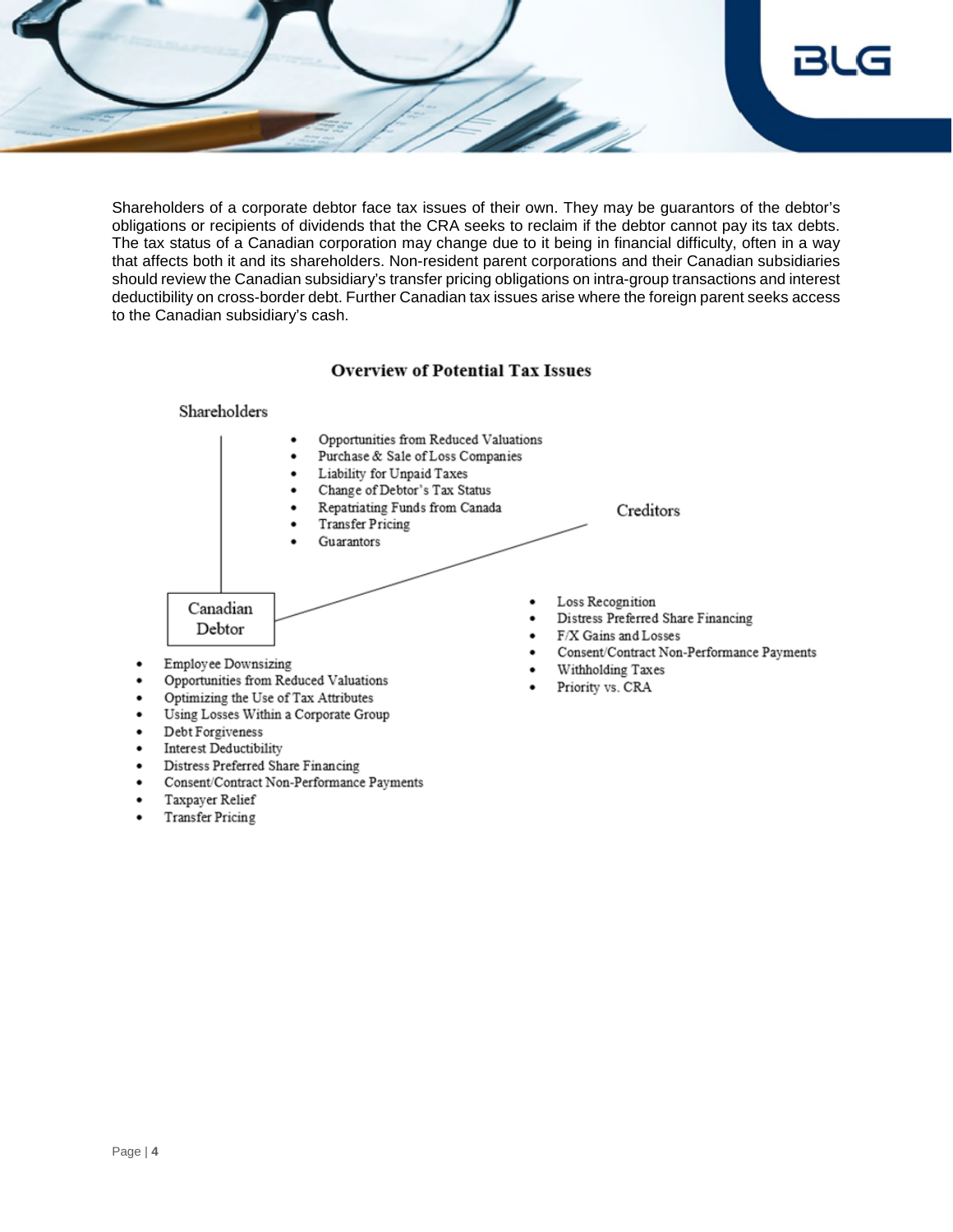Shareholders of a corporate debtor face tax issues of their own. They may be guarantors of the debtor's obligations or recipients of dividends that the CRA seeks to reclaim if the debtor cannot pay its tax debts. The tax status of a Canadian corporation may change due to it being in financial difficulty, often in a way that affects both it and its shareholders. Non-resident parent corporations and their Canadian subsidiaries should review the Canadian subsidiary's transfer pricing obligations on intra-group transactions and interest deductibility on cross-border debt. Further Canadian tax issues arise where the foreign parent seeks access to the Canadian subsidiary's cash.

## Overview of Potential Tax Issues

**Shareholders**

- Opportunities from Reduced Valuations
- Purchase & Sale of Loss Companies
- Liability for Unpaid Taxes
- Change of Debtor's Tax Status
- Repatriating Funds from Canada
- Transfer Pricing
- Guarantors

**Creditors**

- Loss Recognition
- Distress Preferred Share Financing
- F/X Gains and Losses
- Consent/Contract Non-Performance Payments
- Withholding Taxes
- Priority vs. CRA

**Canadian Debtor**

- Employee Downsizing
- Opportunities from Reduced Valuations
- Optimizing the Use of Tax Attributes
- Using Losses Within a Corporate Group
- Debt Forgiveness
- Interest Deductibility
- Distress Preferred Share Financing
- Consent/Contract Non-Performance Payments
- Taxpayer Relief
- Transfer Pricing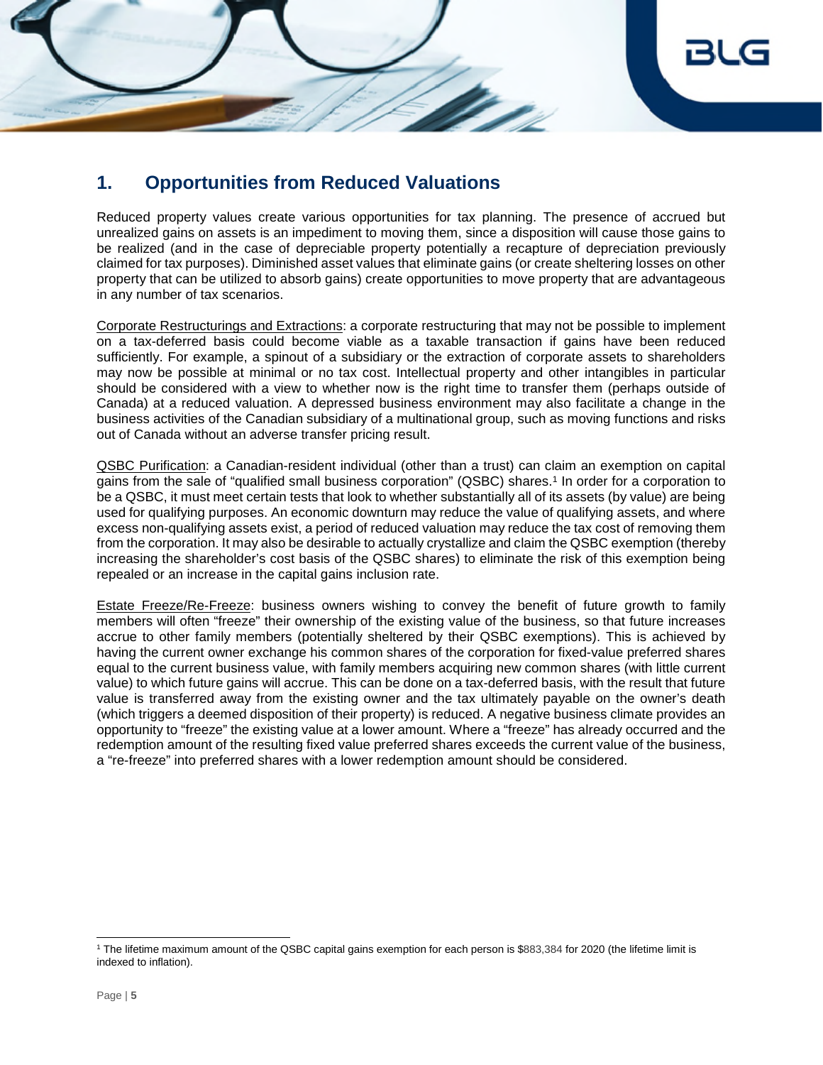## 1. Opportunities from Reduced Valuations

Reduced property values create various opportunities for tax planning. The presence of accrued but unrealized gains on assets is an impediment to moving them, since a disposition will cause those gains to be realized (and in the case of depreciable property potentially a recapture of depreciation previously claimed for tax purposes). Diminished asset values that eliminate gains (or create sheltering losses on other property that can be utilized to absorb gains) create opportunities to move property that are advantageous in any number of tax scenarios.

Corporate Restructurings and Extractions: a corporate restructuring that may not be possible to implement on a tax-deferred basis could become viable as a taxable transaction if gains have been reduced sufficiently. For example, a spinout of a subsidiary or the extraction of corporate assets to shareholders may now be possible at minimal or no tax cost. Intellectual property and other intangibles in particular should be considered with a view to whether now is the right time to transfer them (perhaps outside of Canada) at a reduced valuation. A depressed business environment may also facilitate a change in the business activities of the Canadian subsidiary of a multinational group, such as moving functions and risks out of Canada without an adverse transfer pricing result.

QSBC Purification: a Canadian-resident individual (other than a trust) can claim an exemption on capital gains from the sale of "qualified small business corporation" (QSBC) shares.[1] In order for a corporation to be a QSBC, it must meet certain tests that look to whether substantially all of its assets (by value) are being used for qualifying purposes. An economic downturn may reduce the value of qualifying assets, and where excess non-qualifying assets exist, a period of reduced valuation may reduce the tax cost of removing them from the corporation. It may also be desirable to actually crystallize and claim the QSBC exemption (thereby increasing the shareholder's cost basis of the QSBC shares) to eliminate the risk of this exemption being repealed or an increase in the capital gains inclusion rate.

Estate Freeze/Re-Freeze: business owners wishing to convey the benefit of future growth to family members will often "freeze" their ownership of the existing value of the business, so that future increases accrue to other family members (potentially sheltered by their QSBC exemptions). This is achieved by having the current owner exchange his common shares of the corporation for fixed-value preferred shares equal to the current business value, with family members acquiring new common shares (with little current value) to which future gains will accrue. This can be done on a tax-deferred basis, with the result that future value is transferred away from the existing owner and the tax ultimately payable on the owner's death (which triggers a deemed disposition of their property) is reduced. A negative business climate provides an opportunity to "freeze" the existing value at a lower amount. Where a "freeze" has already occurred and the redemption amount of the resulting fixed value preferred shares exceeds the current value of the business, a "re-freeze" into preferred shares with a lower redemption amount should be considered.

---

[1] The lifetime maximum amount of the QSBC capital gains exemption for each person is $883,384 for 2020 (the lifetime limit is indexed to inflation).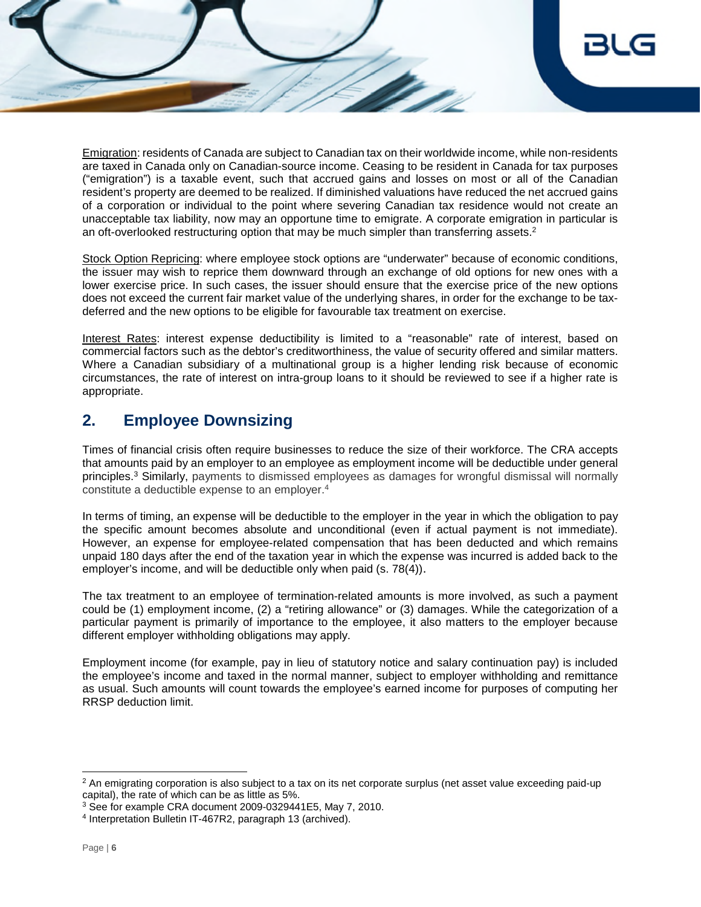Emigration: residents of Canada are subject to Canadian tax on their worldwide income, while non-residents are taxed in Canada only on Canadian-source income. Ceasing to be resident in Canada for tax purposes ("emigration") is a taxable event, such that accrued gains and losses on most or all of the Canadian resident's property are deemed to be realized. If diminished valuations have reduced the net accrued gains of a corporation or individual to the point where severing Canadian tax residence would not create an unacceptable tax liability, now may an opportune time to emigrate. A corporate emigration in particular is an oft-overlooked restructuring option that may be much simpler than transferring assets.[2]

Stock Option Repricing: where employee stock options are "underwater" because of economic conditions, the issuer may wish to reprice them downward through an exchange of old options for new ones with a lower exercise price. In such cases, the issuer should ensure that the exercise price of the new options does not exceed the current fair market value of the underlying shares, in order for the exchange to be tax-deferred and the new options to be eligible for favourable tax treatment on exercise.

Interest Rates: interest expense deductibility is limited to a "reasonable" rate of interest, based on commercial factors such as the debtor's creditworthiness, the value of security offered and similar matters. Where a Canadian subsidiary of a multinational group is a higher lending risk because of economic circumstances, the rate of interest on intra-group loans to it should be reviewed to see if a higher rate is appropriate.

## 2. Employee Downsizing

Times of financial crisis often require businesses to reduce the size of their workforce. The CRA accepts that amounts paid by an employer to an employee as employment income will be deductible under general principles.[3] Similarly, payments to dismissed employees as damages for wrongful dismissal will normally constitute a deductible expense to an employer.[4]

In terms of timing, an expense will be deductible to the employer in the year in which the obligation to pay the specific amount becomes absolute and unconditional (even if actual payment is not immediate). However, an expense for employee-related compensation that has been deducted and which remains unpaid 180 days after the end of the taxation year in which the expense was incurred is added back to the employer's income, and will be deductible only when paid (s. 78(4)).

The tax treatment to an employee of termination-related amounts is more involved, as such a payment could be (1) employment income, (2) a "retiring allowance" or (3) damages. While the categorization of a particular payment is primarily of importance to the employee, it also matters to the employer because different employer withholding obligations may apply.

Employment income (for example, pay in lieu of statutory notice and salary continuation pay) is included the employee's income and taxed in the normal manner, subject to employer withholding and remittance as usual. Such amounts will count towards the employee's earned income for purposes of computing her RRSP deduction limit.

---

[2] An emigrating corporation is also subject to a tax on its net corporate surplus (net asset value exceeding paid-up capital), the rate of which can be as little as 5%.

[3] See for example CRA document 2009-0329441E5, May 7, 2010.

[4] Interpretation Bulletin IT-467R2, paragraph 13 (archived).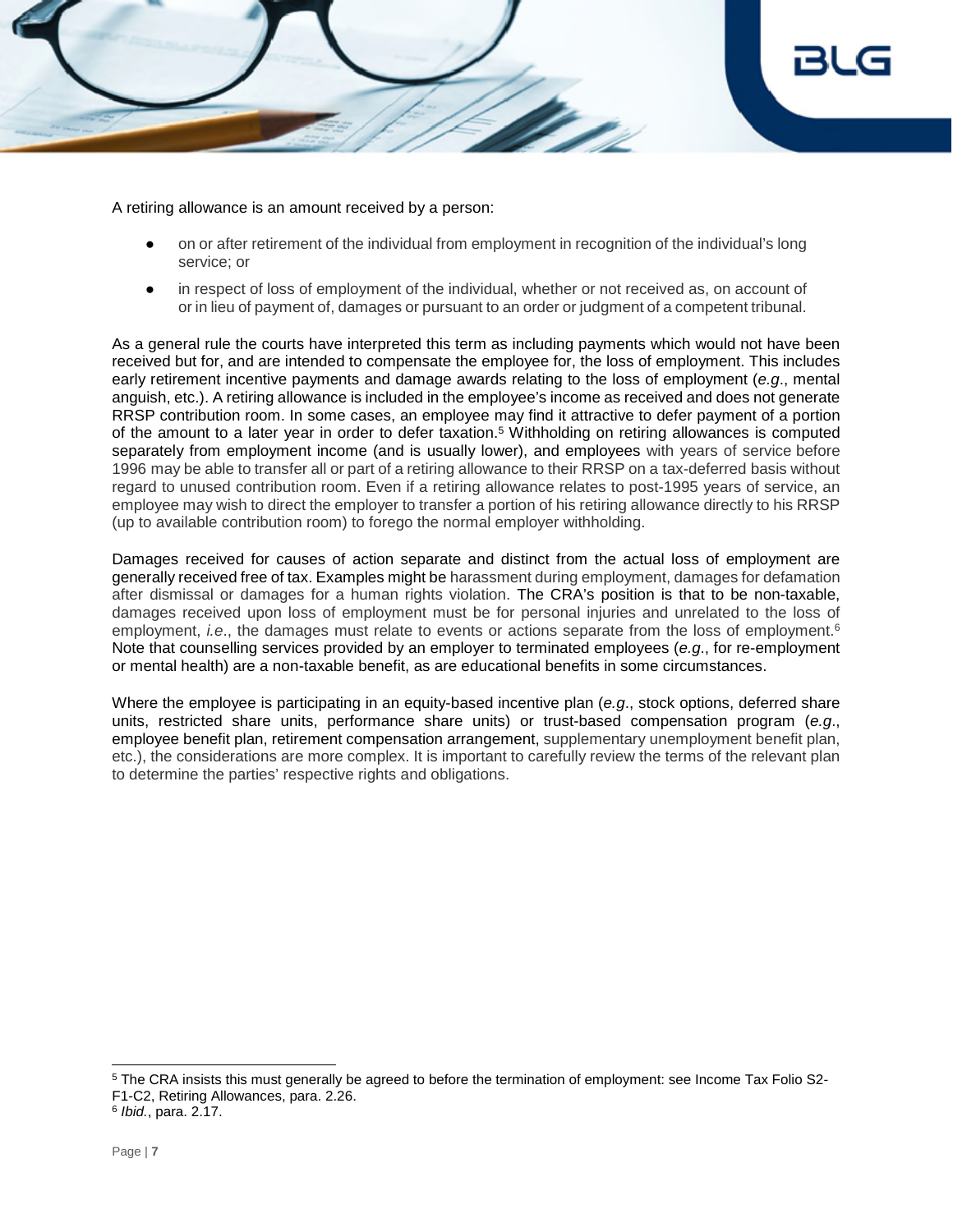A retiring allowance is an amount received by a person:

- on or after retirement of the individual from employment in recognition of the individual's long service; or
- in respect of loss of employment of the individual, whether or not received as, on account of or in lieu of payment of, damages or pursuant to an order or judgment of a competent tribunal.

As a general rule the courts have interpreted this term as including payments which would not have been received but for, and are intended to compensate the employee for, the loss of employment. This includes early retirement incentive payments and damage awards relating to the loss of employment (*e.g*., mental anguish, etc.). A retiring allowance is included in the employee's income as received and does not generate RRSP contribution room. In some cases, an employee may find it attractive to defer payment of a portion of the amount to a later year in order to defer taxation.[5] Withholding on retiring allowances is computed separately from employment income (and is usually lower), and employees with years of service before 1996 may be able to transfer all or part of a retiring allowance to their RRSP on a tax-deferred basis without regard to unused contribution room. Even if a retiring allowance relates to post-1995 years of service, an employee may wish to direct the employer to transfer a portion of his retiring allowance directly to his RRSP (up to available contribution room) to forego the normal employer withholding.

Damages received for causes of action separate and distinct from the actual loss of employment are generally received free of tax. Examples might be harassment during employment, damages for defamation after dismissal or damages for a human rights violation. The CRA's position is that to be non-taxable, damages received upon loss of employment must be for personal injuries and unrelated to the loss of employment, *i.e*., the damages must relate to events or actions separate from the loss of employment.[6] Note that counselling services provided by an employer to terminated employees (*e.g*., for re-employment or mental health) are a non-taxable benefit, as are educational benefits in some circumstances.

Where the employee is participating in an equity-based incentive plan (*e.g*., stock options, deferred share units, restricted share units, performance share units) or trust-based compensation program (*e.g*., employee benefit plan, retirement compensation arrangement, supplementary unemployment benefit plan, etc.), the considerations are more complex. It is important to carefully review the terms of the relevant plan to determine the parties' respective rights and obligations.

---

[5] The CRA insists this must generally be agreed to before the termination of employment: see Income Tax Folio S2-F1-C2, Retiring Allowances, para. 2.26.

[6] *Ibid.*, para. 2.17.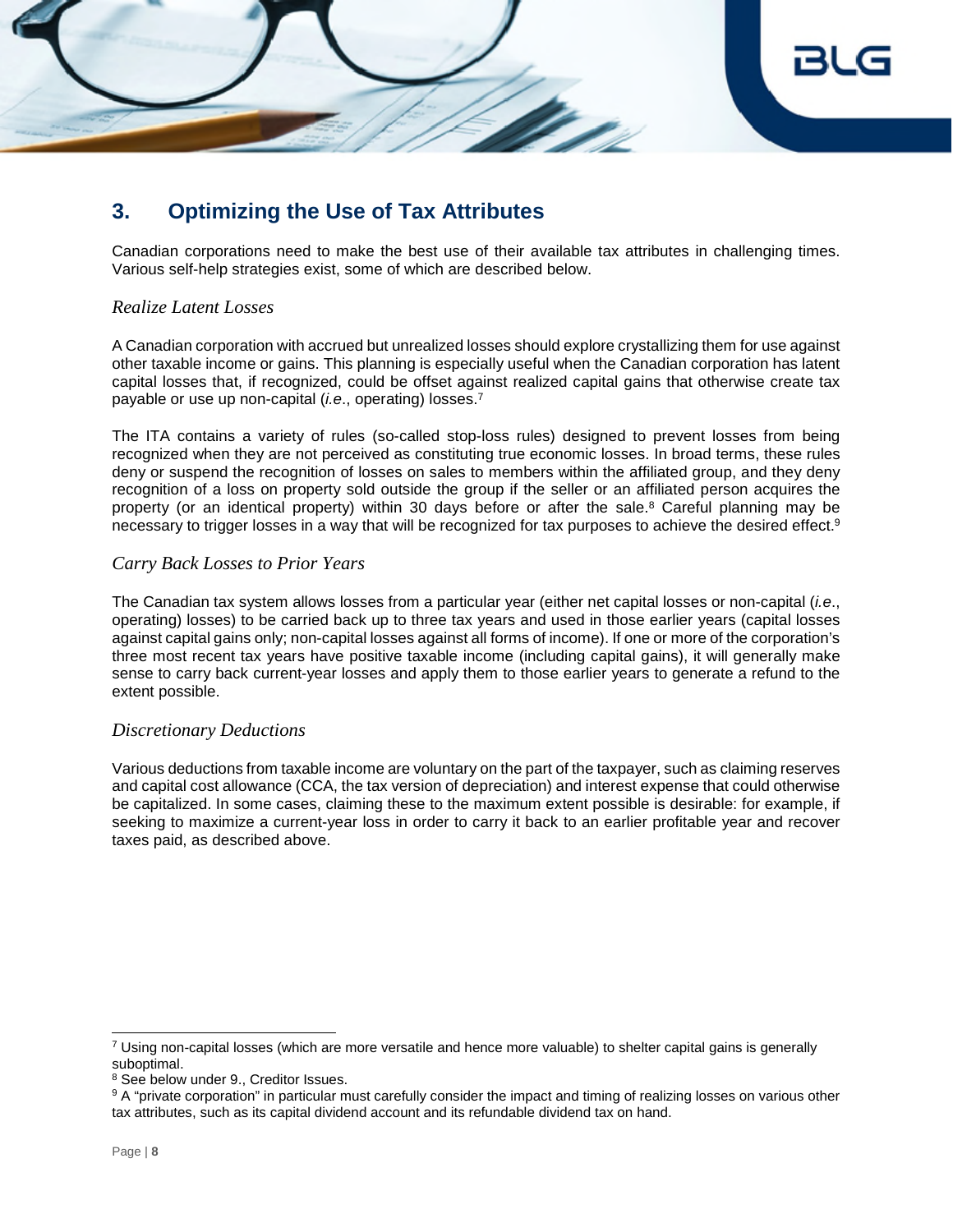## 3. Optimizing the Use of Tax Attributes

Canadian corporations need to make the best use of their available tax attributes in challenging times. Various self-help strategies exist, some of which are described below.

### *Realize Latent Losses*

A Canadian corporation with accrued but unrealized losses should explore crystallizing them for use against other taxable income or gains. This planning is especially useful when the Canadian corporation has latent capital losses that, if recognized, could be offset against realized capital gains that otherwise create tax payable or use up non-capital (*i.e*., operating) losses.[7]

The ITA contains a variety of rules (so-called stop-loss rules) designed to prevent losses from being recognized when they are not perceived as constituting true economic losses. In broad terms, these rules deny or suspend the recognition of losses on sales to members within the affiliated group, and they deny recognition of a loss on property sold outside the group if the seller or an affiliated person acquires the property (or an identical property) within 30 days before or after the sale.[8] Careful planning may be necessary to trigger losses in a way that will be recognized for tax purposes to achieve the desired effect.[9]

### *Carry Back Losses to Prior Years*

The Canadian tax system allows losses from a particular year (either net capital losses or non-capital (*i.e*., operating) losses) to be carried back up to three tax years and used in those earlier years (capital losses against capital gains only; non-capital losses against all forms of income). If one or more of the corporation's three most recent tax years have positive taxable income (including capital gains), it will generally make sense to carry back current-year losses and apply them to those earlier years to generate a refund to the extent possible.

### *Discretionary Deductions*

Various deductions from taxable income are voluntary on the part of the taxpayer, such as claiming reserves and capital cost allowance (CCA, the tax version of depreciation) and interest expense that could otherwise be capitalized. In some cases, claiming these to the maximum extent possible is desirable: for example, if seeking to maximize a current-year loss in order to carry it back to an earlier profitable year and recover taxes paid, as described above.

---

[7] Using non-capital losses (which are more versatile and hence more valuable) to shelter capital gains is generally suboptimal.

[8] See below under 9., Creditor Issues.

[9] A "private corporation" in particular must carefully consider the impact and timing of realizing losses on various other tax attributes, such as its capital dividend account and its refundable dividend tax on hand.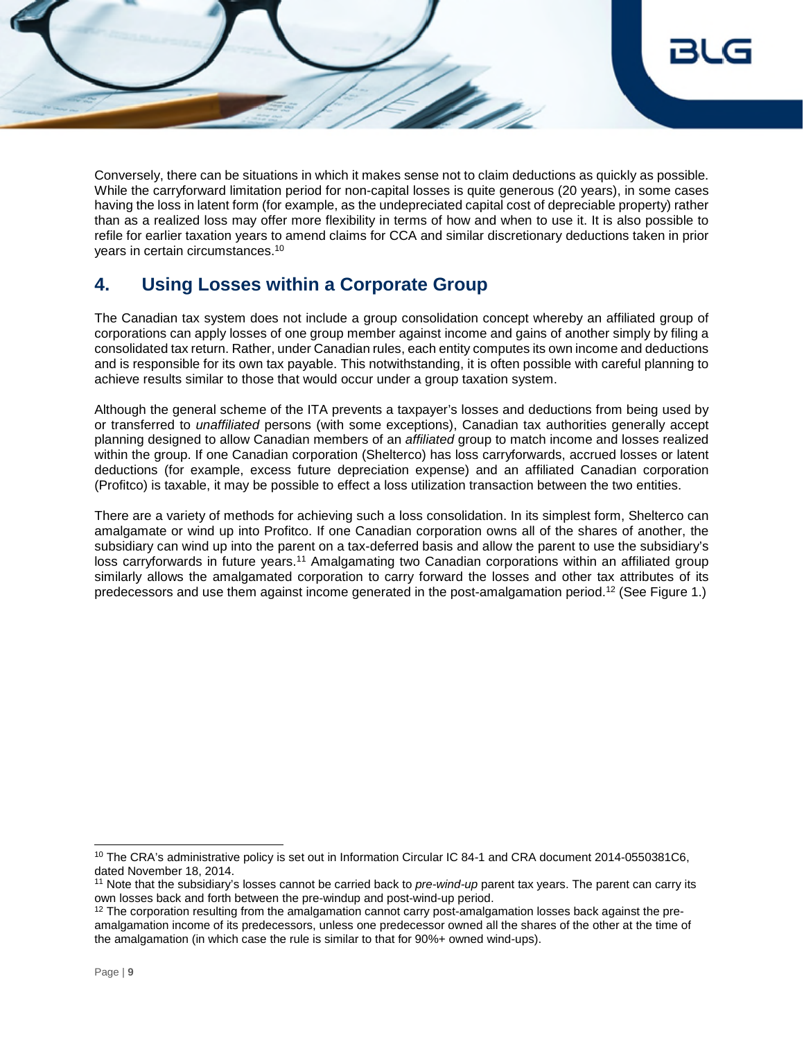Conversely, there can be situations in which it makes sense not to claim deductions as quickly as possible. While the carryforward limitation period for non-capital losses is quite generous (20 years), in some cases having the loss in latent form (for example, as the undepreciated capital cost of depreciable property) rather than as a realized loss may offer more flexibility in terms of how and when to use it. It is also possible to refile for earlier taxation years to amend claims for CCA and similar discretionary deductions taken in prior years in certain circumstances.[10]

## 4. Using Losses within a Corporate Group

The Canadian tax system does not include a group consolidation concept whereby an affiliated group of corporations can apply losses of one group member against income and gains of another simply by filing a consolidated tax return. Rather, under Canadian rules, each entity computes its own income and deductions and is responsible for its own tax payable. This notwithstanding, it is often possible with careful planning to achieve results similar to those that would occur under a group taxation system.

Although the general scheme of the ITA prevents a taxpayer's losses and deductions from being used by or transferred to *unaffiliated* persons (with some exceptions), Canadian tax authorities generally accept planning designed to allow Canadian members of an *affiliated* group to match income and losses realized within the group. If one Canadian corporation (Shelterco) has loss carryforwards, accrued losses or latent deductions (for example, excess future depreciation expense) and an affiliated Canadian corporation (Profitco) is taxable, it may be possible to effect a loss utilization transaction between the two entities.

There are a variety of methods for achieving such a loss consolidation. In its simplest form, Shelterco can amalgamate or wind up into Profitco. If one Canadian corporation owns all of the shares of another, the subsidiary can wind up into the parent on a tax-deferred basis and allow the parent to use the subsidiary's loss carryforwards in future years.[11] Amalgamating two Canadian corporations within an affiliated group similarly allows the amalgamated corporation to carry forward the losses and other tax attributes of its predecessors and use them against income generated in the post-amalgamation period.[12] (See Figure 1.)

---

[10] The CRA's administrative policy is set out in Information Circular IC 84-1 and CRA document 2014-0550381C6, dated November 18, 2014.

[11] Note that the subsidiary's losses cannot be carried back to *pre-wind-up* parent tax years. The parent can carry its own losses back and forth between the pre-windup and post-wind-up period.

[12] The corporation resulting from the amalgamation cannot carry post-amalgamation losses back against the pre-amalgamation income of its predecessors, unless one predecessor owned all the shares of the other at the time of the amalgamation (in which case the rule is similar to that for 90%+ owned wind-ups).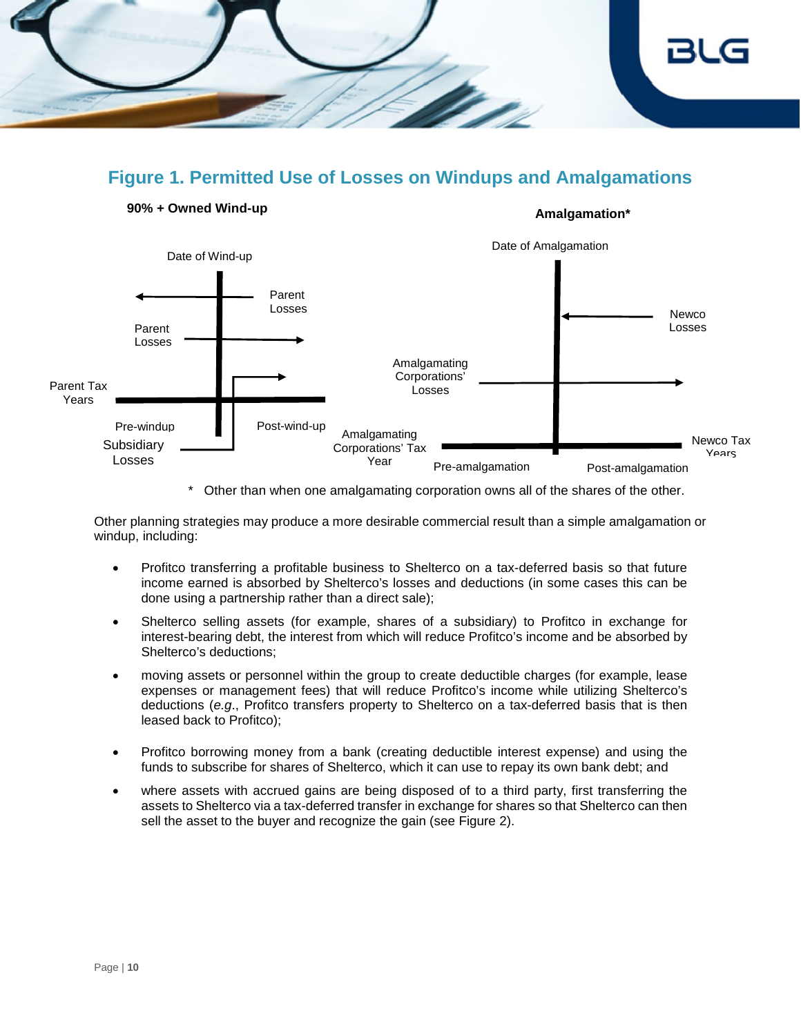## Figure 1. Permitted Use of Losses on Windups and Amalgamations

**90% + Owned Wind-up**

Date of Wind-up

Parent Losses

Parent Losses

Parent Tax Years

Pre-windup

Post-wind-up

Subsidiary Losses

**Amalgamation***

Date of Amalgamation

Newco Losses

Amalgamating Corporations' Losses

Amalgamating Corporations' Tax Year

Newco Tax Years

Pre-amalgamation

Post-amalgamation

\* Other than when one amalgamating corporation owns all of the shares of the other.

Other planning strategies may produce a more desirable commercial result than a simple amalgamation or windup, including:

- Profitco transferring a profitable business to Shelterco on a tax-deferred basis so that future income earned is absorbed by Shelterco's losses and deductions (in some cases this can be done using a partnership rather than a direct sale);
- Shelterco selling assets (for example, shares of a subsidiary) to Profitco in exchange for interest-bearing debt, the interest from which will reduce Profitco's income and be absorbed by Shelterco's deductions;
- moving assets or personnel within the group to create deductible charges (for example, lease expenses or management fees) that will reduce Profitco's income while utilizing Shelterco's deductions (*e.g*., Profitco transfers property to Shelterco on a tax-deferred basis that is then leased back to Profitco);
- Profitco borrowing money from a bank (creating deductible interest expense) and using the funds to subscribe for shares of Shelterco, which it can use to repay its own bank debt; and
- where assets with accrued gains are being disposed of to a third party, first transferring the assets to Shelterco via a tax-deferred transfer in exchange for shares so that Shelterco can then sell the asset to the buyer and recognize the gain (see Figure 2).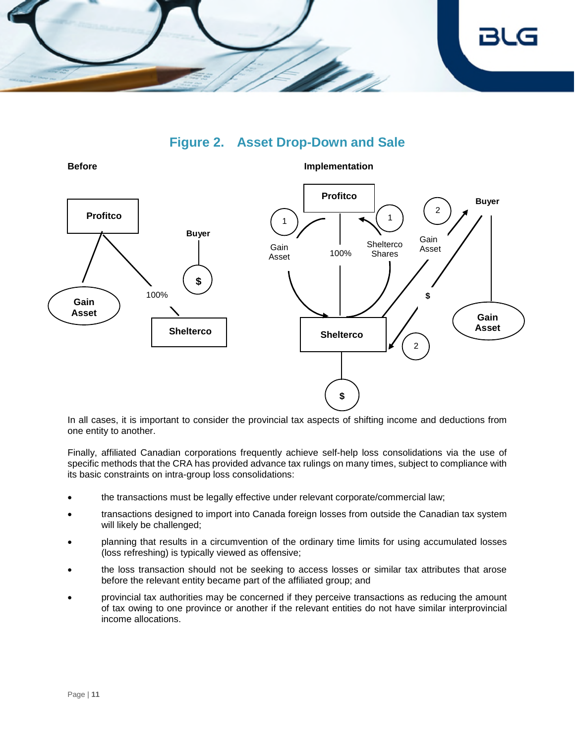**Figure 2. Asset Drop-Down and Sale**

**Before**

Profitco — Gain Asset; 100% — Shelterco; Buyer — $

**Implementation**

Profitco — 100% — Shelterco; 1 Gain Asset; 1 Shelterco Shares; 2 Gain Asset; 2 $; Buyer — Gain Asset; Shelterco — $

In all cases, it is important to consider the provincial tax aspects of shifting income and deductions from one entity to another.

Finally, affiliated Canadian corporations frequently achieve self-help loss consolidations via the use of specific methods that the CRA has provided advance tax rulings on many times, subject to compliance with its basic constraints on intra-group loss consolidations:

- the transactions must be legally effective under relevant corporate/commercial law;
- transactions designed to import into Canada foreign losses from outside the Canadian tax system will likely be challenged;
- planning that results in a circumvention of the ordinary time limits for using accumulated losses (loss refreshing) is typically viewed as offensive;
- the loss transaction should not be seeking to access losses or similar tax attributes that arose before the relevant entity became part of the affiliated group; and
- provincial tax authorities may be concerned if they perceive transactions as reducing the amount of tax owing to one province or another if the relevant entities do not have similar interprovincial income allocations.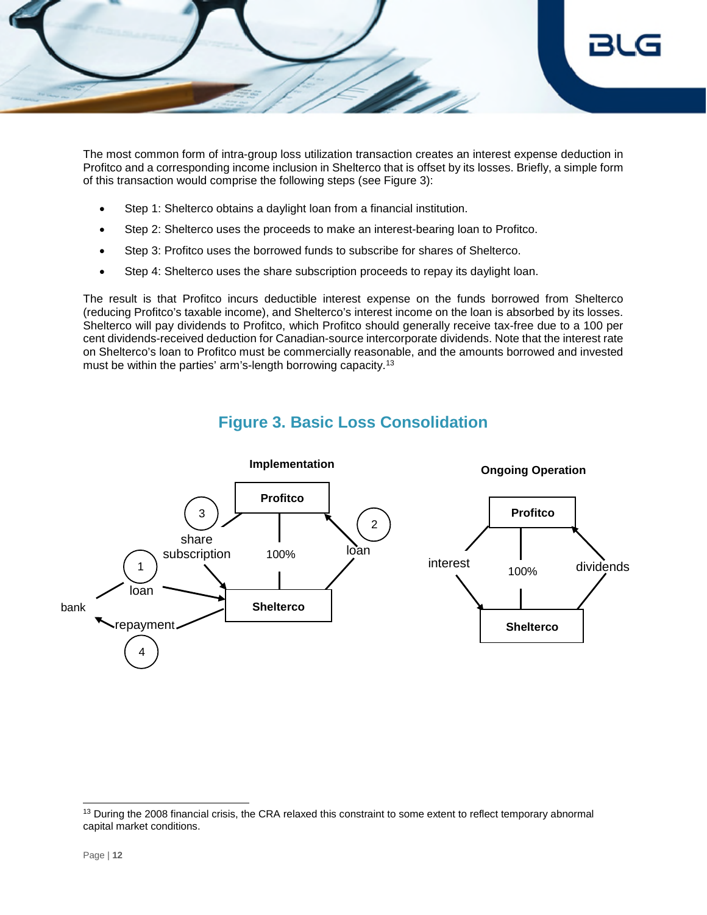The most common form of intra-group loss utilization transaction creates an interest expense deduction in Profitco and a corresponding income inclusion in Shelterco that is offset by its losses. Briefly, a simple form of this transaction would comprise the following steps (see Figure 3):

- Step 1: Shelterco obtains a daylight loan from a financial institution.
- Step 2: Shelterco uses the proceeds to make an interest-bearing loan to Profitco.
- Step 3: Profitco uses the borrowed funds to subscribe for shares of Shelterco.
- Step 4: Shelterco uses the share subscription proceeds to repay its daylight loan.

The result is that Profitco incurs deductible interest expense on the funds borrowed from Shelterco (reducing Profitco's taxable income), and Shelterco's interest income on the loan is absorbed by its losses. Shelterco will pay dividends to Profitco, which Profitco should generally receive tax-free due to a 100 per cent dividends-received deduction for Canadian-source intercorporate dividends. Note that the interest rate on Shelterco's loan to Profitco must be commercially reasonable, and the amounts borrowed and invested must be within the parties' arm's-length borrowing capacity.[13]

## Figure 3. Basic Loss Consolidation

**Implementation**

Profitco — 100% — Shelterco; 1: loan (bank → Shelterco); 2: loan (Shelterco → Profitco); 3: share subscription (Profitco → Shelterco); 4: repayment (Shelterco → bank)

**Ongoing Operation**

Profitco — 100% — Shelterco; interest (Profitco → Shelterco); dividends (Shelterco → Profitco)

---

[13] During the 2008 financial crisis, the CRA relaxed this constraint to some extent to reflect temporary abnormal capital market conditions.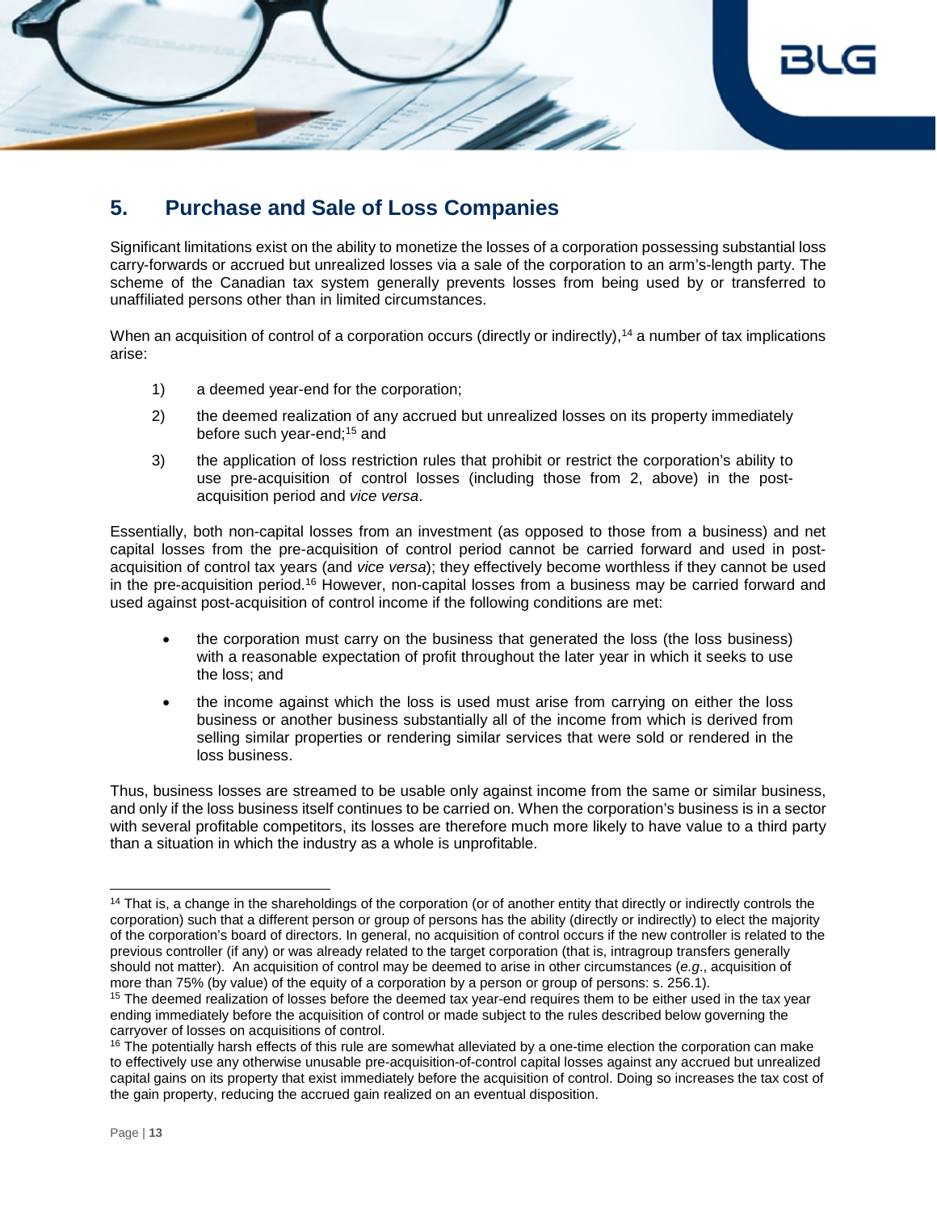## 5. Purchase and Sale of Loss Companies

Significant limitations exist on the ability to monetize the losses of a corporation possessing substantial loss carry-forwards or accrued but unrealized losses via a sale of the corporation to an arm's-length party. The scheme of the Canadian tax system generally prevents losses from being used by or transferred to unaffiliated persons other than in limited circumstances.

When an acquisition of control of a corporation occurs (directly or indirectly),[14] a number of tax implications arise:

1) a deemed year-end for the corporation;

2) the deemed realization of any accrued but unrealized losses on its property immediately before such year-end;[15] and

3) the application of loss restriction rules that prohibit or restrict the corporation's ability to use pre-acquisition of control losses (including those from 2, above) in the post-acquisition period and *vice versa*.

Essentially, both non-capital losses from an investment (as opposed to those from a business) and net capital losses from the pre-acquisition of control period cannot be carried forward and used in post-acquisition of control tax years (and *vice versa*); they effectively become worthless if they cannot be used in the pre-acquisition period.[16] However, non-capital losses from a business may be carried forward and used against post-acquisition of control income if the following conditions are met:

- the corporation must carry on the business that generated the loss (the loss business) with a reasonable expectation of profit throughout the later year in which it seeks to use the loss; and
- the income against which the loss is used must arise from carrying on either the loss business or another business substantially all of the income from which is derived from selling similar properties or rendering similar services that were sold or rendered in the loss business.

Thus, business losses are streamed to be usable only against income from the same or similar business, and only if the loss business itself continues to be carried on. When the corporation's business is in a sector with several profitable competitors, its losses are therefore much more likely to have value to a third party than a situation in which the industry as a whole is unprofitable.

---

[14] That is, a change in the shareholdings of the corporation (or of another entity that directly or indirectly controls the corporation) such that a different person or group of persons has the ability (directly or indirectly) to elect the majority of the corporation's board of directors. In general, no acquisition of control occurs if the new controller is related to the previous controller (if any) or was already related to the target corporation (that is, intragroup transfers generally should not matter). An acquisition of control may be deemed to arise in other circumstances (*e.g.*, acquisition of more than 75% (by value) of the equity of a corporation by a person or group of persons: s. 256.1).

[15] The deemed realization of losses before the deemed tax year-end requires them to be either used in the tax year ending immediately before the acquisition of control or made subject to the rules described below governing the carryover of losses on acquisitions of control.

[16] The potentially harsh effects of this rule are somewhat alleviated by a one-time election the corporation can make to effectively use any otherwise unusable pre-acquisition-of-control capital losses against any accrued but unrealized capital gains on its property that exist immediately before the acquisition of control. Doing so increases the tax cost of the gain property, reducing the accrued gain realized on an eventual disposition.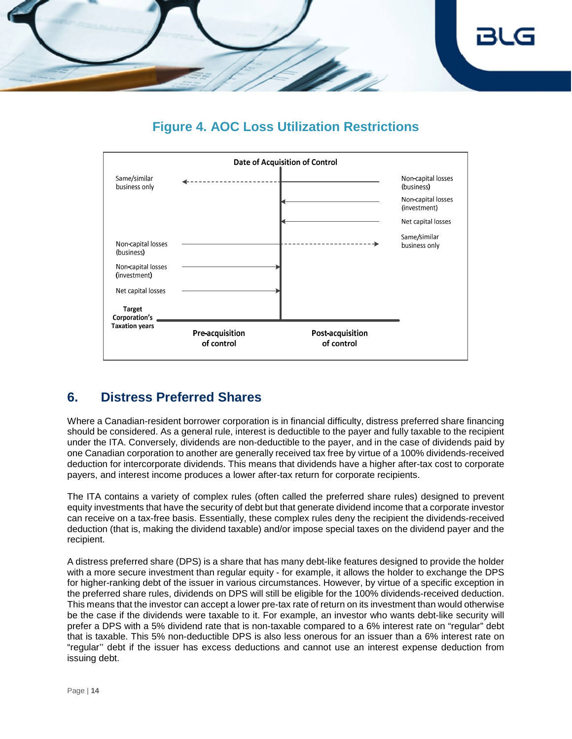## Figure 4. AOC Loss Utilization Restrictions

Date of Acquisition of Control

| Pre-acquisition of control | | Post-acquisition of control |
|---|---|---|
| Same/similar business only | ← - - - - - - | Non-capital losses (business) |
| | ← | Non-capital losses (investment) |
| | ← | Net capital losses |
| Non-capital losses (business) | - - - - - - → | Same/similar business only |
| Non-capital losses (investment) | → | |
| Net capital losses | → | |

Target Corporation's Taxation years

## 6. Distress Preferred Shares

Where a Canadian-resident borrower corporation is in financial difficulty, distress preferred share financing should be considered. As a general rule, interest is deductible to the payer and fully taxable to the recipient under the ITA. Conversely, dividends are non-deductible to the payer, and in the case of dividends paid by one Canadian corporation to another are generally received tax free by virtue of a 100% dividends-received deduction for intercorporate dividends. This means that dividends have a higher after-tax cost to corporate payers, and interest income produces a lower after-tax return for corporate recipients.

The ITA contains a variety of complex rules (often called the preferred share rules) designed to prevent equity investments that have the security of debt but that generate dividend income that a corporate investor can receive on a tax-free basis. Essentially, these complex rules deny the recipient the dividends-received deduction (that is, making the dividend taxable) and/or impose special taxes on the dividend payer and the recipient.

A distress preferred share (DPS) is a share that has many debt-like features designed to provide the holder with a more secure investment than regular equity - for example, it allows the holder to exchange the DPS for higher-ranking debt of the issuer in various circumstances. However, by virtue of a specific exception in the preferred share rules, dividends on DPS will still be eligible for the 100% dividends-received deduction. This means that the investor can accept a lower pre-tax rate of return on its investment than would otherwise be the case if the dividends were taxable to it. For example, an investor who wants debt-like security will prefer a DPS with a 5% dividend rate that is non-taxable compared to a 6% interest rate on "regular" debt that is taxable. This 5% non-deductible DPS is also less onerous for an issuer than a 6% interest rate on "regular" debt if the issuer has excess deductions and cannot use an interest expense deduction from issuing debt.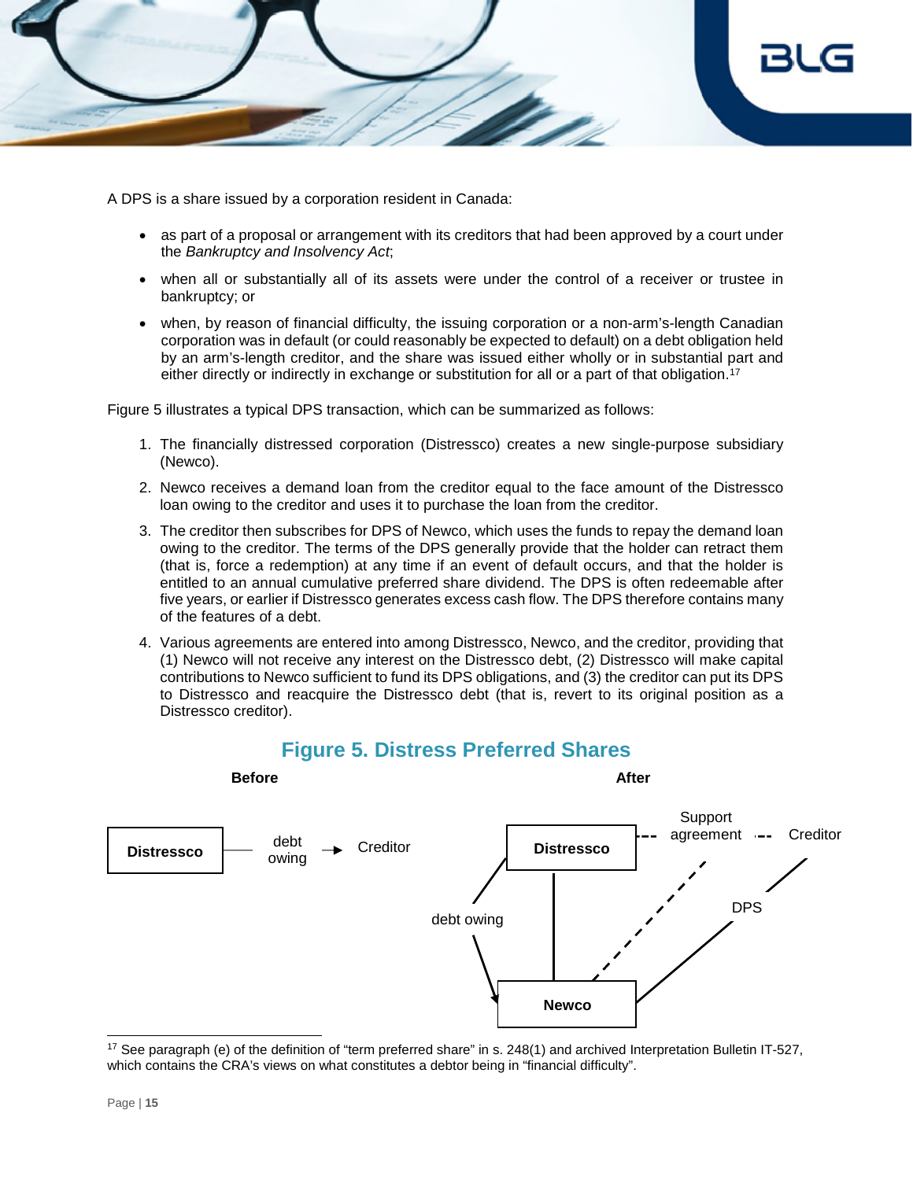A DPS is a share issued by a corporation resident in Canada:

- as part of a proposal or arrangement with its creditors that had been approved by a court under the *Bankruptcy and Insolvency Act*;
- when all or substantially all of its assets were under the control of a receiver or trustee in bankruptcy; or
- when, by reason of financial difficulty, the issuing corporation or a non-arm's-length Canadian corporation was in default (or could reasonably be expected to default) on a debt obligation held by an arm's-length creditor, and the share was issued either wholly or in substantial part and either directly or indirectly in exchange or substitution for all or a part of that obligation.[17]

Figure 5 illustrates a typical DPS transaction, which can be summarized as follows:

1. The financially distressed corporation (Distressco) creates a new single-purpose subsidiary (Newco).
2. Newco receives a demand loan from the creditor equal to the face amount of the Distressco loan owing to the creditor and uses it to purchase the loan from the creditor.
3. The creditor then subscribes for DPS of Newco, which uses the funds to repay the demand loan owing to the creditor. The terms of the DPS generally provide that the holder can retract them (that is, force a redemption) at any time if an event of default occurs, and that the holder is entitled to an annual cumulative preferred share dividend. The DPS is often redeemable after five years, or earlier if Distressco generates excess cash flow. The DPS therefore contains many of the features of a debt.
4. Various agreements are entered into among Distressco, Newco, and the creditor, providing that (1) Newco will not receive any interest on the Distressco debt, (2) Distressco will make capital contributions to Newco sufficient to fund its DPS obligations, and (3) the creditor can put its DPS to Distressco and reacquire the Distressco debt (that is, revert to its original position as a Distressco creditor).

## Figure 5. Distress Preferred Shares

**Before**

**Distressco** — debt owing → Creditor

**After**

**Distressco** --- Support agreement --- Creditor

debt owing (Distressco → **Newco**)

DPS (Newco — Creditor)

**Newco**

[17] See paragraph (e) of the definition of "term preferred share" in s. 248(1) and archived Interpretation Bulletin IT-527, which contains the CRA's views on what constitutes a debtor being in "financial difficulty".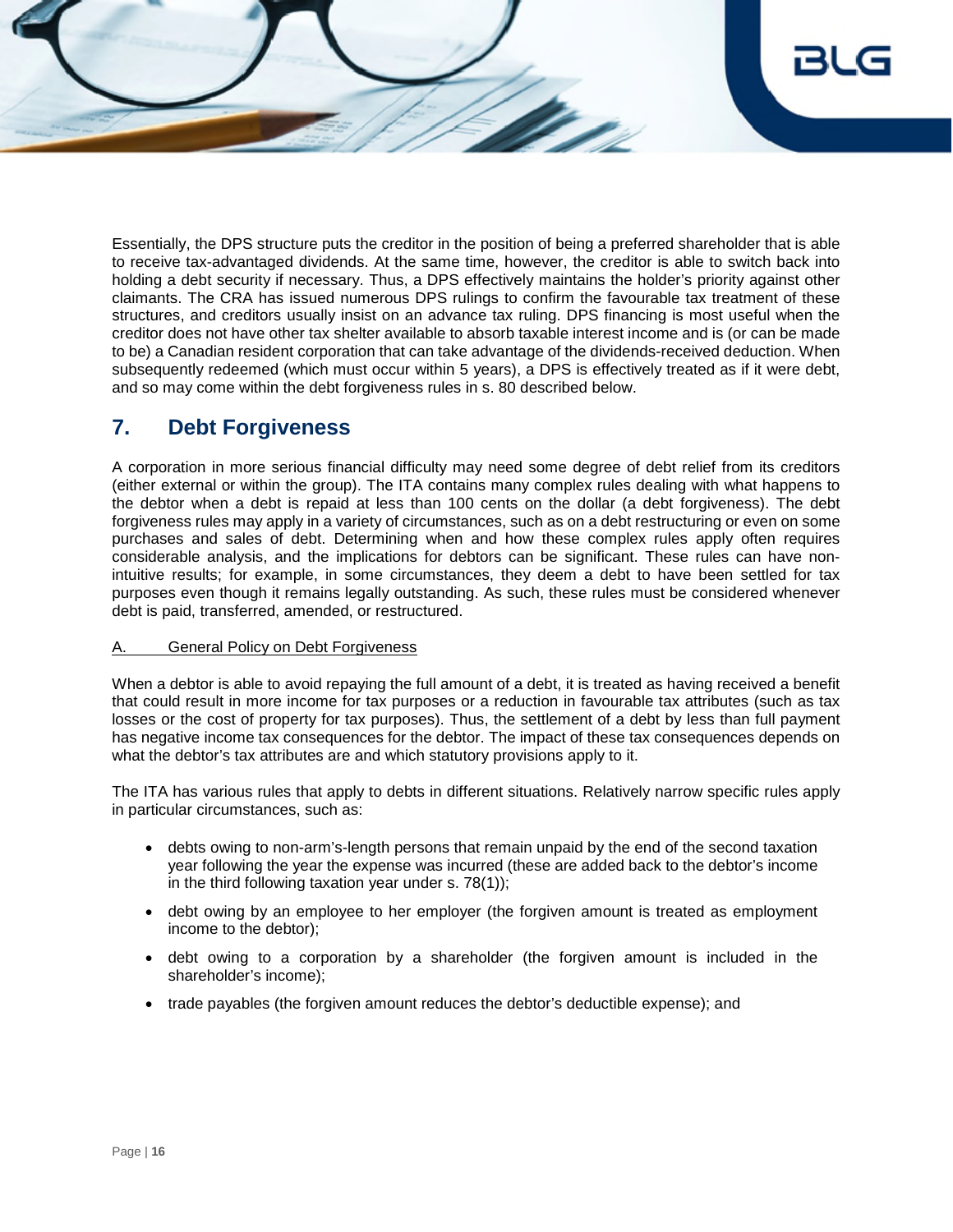Essentially, the DPS structure puts the creditor in the position of being a preferred shareholder that is able to receive tax-advantaged dividends. At the same time, however, the creditor is able to switch back into holding a debt security if necessary. Thus, a DPS effectively maintains the holder's priority against other claimants. The CRA has issued numerous DPS rulings to confirm the favourable tax treatment of these structures, and creditors usually insist on an advance tax ruling. DPS financing is most useful when the creditor does not have other tax shelter available to absorb taxable interest income and is (or can be made to be) a Canadian resident corporation that can take advantage of the dividends-received deduction. When subsequently redeemed (which must occur within 5 years), a DPS is effectively treated as if it were debt, and so may come within the debt forgiveness rules in s. 80 described below.

## 7. Debt Forgiveness

A corporation in more serious financial difficulty may need some degree of debt relief from its creditors (either external or within the group). The ITA contains many complex rules dealing with what happens to the debtor when a debt is repaid at less than 100 cents on the dollar (a debt forgiveness). The debt forgiveness rules may apply in a variety of circumstances, such as on a debt restructuring or even on some purchases and sales of debt. Determining when and how these complex rules apply often requires considerable analysis, and the implications for debtors can be significant. These rules can have non-intuitive results; for example, in some circumstances, they deem a debt to have been settled for tax purposes even though it remains legally outstanding. As such, these rules must be considered whenever debt is paid, transferred, amended, or restructured.

### A. General Policy on Debt Forgiveness

When a debtor is able to avoid repaying the full amount of a debt, it is treated as having received a benefit that could result in more income for tax purposes or a reduction in favourable tax attributes (such as tax losses or the cost of property for tax purposes). Thus, the settlement of a debt by less than full payment has negative income tax consequences for the debtor. The impact of these tax consequences depends on what the debtor's tax attributes are and which statutory provisions apply to it.

The ITA has various rules that apply to debts in different situations. Relatively narrow specific rules apply in particular circumstances, such as:

- debts owing to non-arm's-length persons that remain unpaid by the end of the second taxation year following the year the expense was incurred (these are added back to the debtor's income in the third following taxation year under s. 78(1));
- debt owing by an employee to her employer (the forgiven amount is treated as employment income to the debtor);
- debt owing to a corporation by a shareholder (the forgiven amount is included in the shareholder's income);
- trade payables (the forgiven amount reduces the debtor's deductible expense); and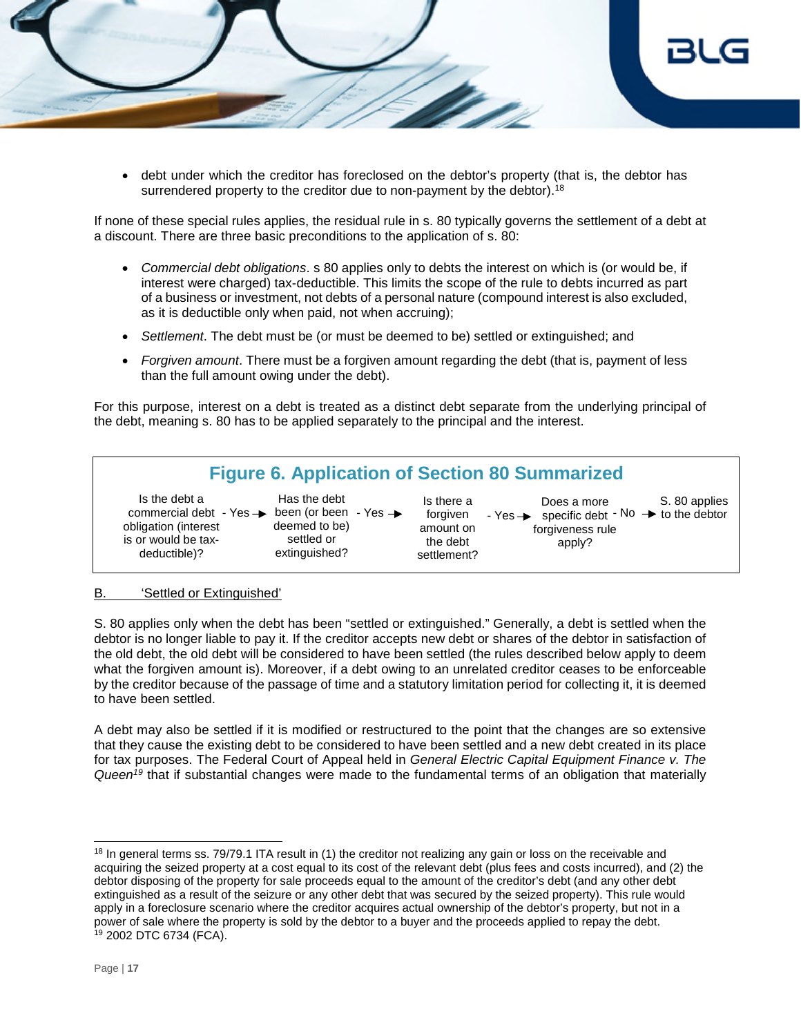- debt under which the creditor has foreclosed on the debtor's property (that is, the debtor has surrendered property to the creditor due to non-payment by the debtor).[18]

If none of these special rules applies, the residual rule in s. 80 typically governs the settlement of a debt at a discount. There are three basic preconditions to the application of s. 80:

- *Commercial debt obligations*. s 80 applies only to debts the interest on which is (or would be, if interest were charged) tax-deductible. This limits the scope of the rule to debts incurred as part of a business or investment, not debts of a personal nature (compound interest is also excluded, as it is deductible only when paid, not when accruing);
- *Settlement*. The debt must be (or must be deemed to be) settled or extinguished; and
- *Forgiven amount*. There must be a forgiven amount regarding the debt (that is, payment of less than the full amount owing under the debt).

For this purpose, interest on a debt is treated as a distinct debt separate from the underlying principal of the debt, meaning s. 80 has to be applied separately to the principal and the interest.

**Figure 6. Application of Section 80 Summarized**

Is the debt a commercial debt obligation (interest is or would be tax-deductible)? - Yes → Has the debt been (or been deemed to be) settled or extinguished? - Yes → Is there a forgiven amount on the debt settlement? - Yes → Does a more specific debt forgiveness rule apply? - No → S. 80 applies to the debtor

B. 'Settled or Extinguished'

S. 80 applies only when the debt has been "settled or extinguished." Generally, a debt is settled when the debtor is no longer liable to pay it. If the creditor accepts new debt or shares of the debtor in satisfaction of the old debt, the old debt will be considered to have been settled (the rules described below apply to deem what the forgiven amount is). Moreover, if a debt owing to an unrelated creditor ceases to be enforceable by the creditor because of the passage of time and a statutory limitation period for collecting it, it is deemed to have been settled.

A debt may also be settled if it is modified or restructured to the point that the changes are so extensive that they cause the existing debt to be considered to have been settled and a new debt created in its place for tax purposes. The Federal Court of Appeal held in *General Electric Capital Equipment Finance v. The Queen*[19] that if substantial changes were made to the fundamental terms of an obligation that materially

---

[18] In general terms ss. 79/79.1 ITA result in (1) the creditor not realizing any gain or loss on the receivable and acquiring the seized property at a cost equal to its cost of the relevant debt (plus fees and costs incurred), and (2) the debtor disposing of the property for sale proceeds equal to the amount of the creditor's debt (and any other debt extinguished as a result of the seizure or any other debt that was secured by the seized property). This rule would apply in a foreclosure scenario where the creditor acquires actual ownership of the debtor's property, but not in a power of sale where the property is sold by the debtor to a buyer and the proceeds applied to repay the debt.

[19] 2002 DTC 6734 (FCA).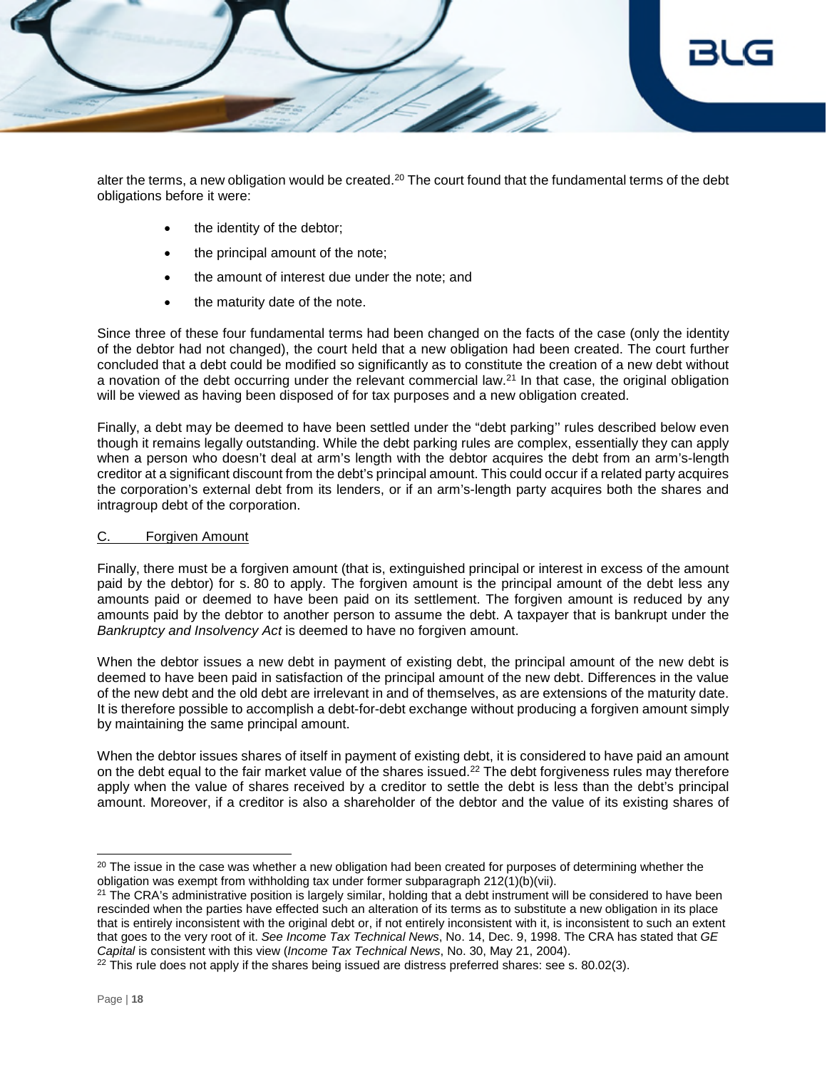alter the terms, a new obligation would be created.[20] The court found that the fundamental terms of the debt obligations before it were:

- the identity of the debtor;
- the principal amount of the note;
- the amount of interest due under the note; and
- the maturity date of the note.

Since three of these four fundamental terms had been changed on the facts of the case (only the identity of the debtor had not changed), the court held that a new obligation had been created. The court further concluded that a debt could be modified so significantly as to constitute the creation of a new debt without a novation of the debt occurring under the relevant commercial law.[21] In that case, the original obligation will be viewed as having been disposed of for tax purposes and a new obligation created.

Finally, a debt may be deemed to have been settled under the "debt parking'' rules described below even though it remains legally outstanding. While the debt parking rules are complex, essentially they can apply when a person who doesn't deal at arm's length with the debtor acquires the debt from an arm's-length creditor at a significant discount from the debt's principal amount. This could occur if a related party acquires the corporation's external debt from its lenders, or if an arm's-length party acquires both the shares and intragroup debt of the corporation.

## C. Forgiven Amount

Finally, there must be a forgiven amount (that is, extinguished principal or interest in excess of the amount paid by the debtor) for s. 80 to apply. The forgiven amount is the principal amount of the debt less any amounts paid or deemed to have been paid on its settlement. The forgiven amount is reduced by any amounts paid by the debtor to another person to assume the debt. A taxpayer that is bankrupt under the *Bankruptcy and Insolvency Act* is deemed to have no forgiven amount.

When the debtor issues a new debt in payment of existing debt, the principal amount of the new debt is deemed to have been paid in satisfaction of the principal amount of the new debt. Differences in the value of the new debt and the old debt are irrelevant in and of themselves, as are extensions of the maturity date. It is therefore possible to accomplish a debt-for-debt exchange without producing a forgiven amount simply by maintaining the same principal amount.

When the debtor issues shares of itself in payment of existing debt, it is considered to have paid an amount on the debt equal to the fair market value of the shares issued.[22] The debt forgiveness rules may therefore apply when the value of shares received by a creditor to settle the debt is less than the debt's principal amount. Moreover, if a creditor is also a shareholder of the debtor and the value of its existing shares of

---

[20] The issue in the case was whether a new obligation had been created for purposes of determining whether the obligation was exempt from withholding tax under former subparagraph 212(1)(b)(vii).

[21] The CRA's administrative position is largely similar, holding that a debt instrument will be considered to have been rescinded when the parties have effected such an alteration of its terms as to substitute a new obligation in its place that is entirely inconsistent with the original debt or, if not entirely inconsistent with it, is inconsistent to such an extent that goes to the very root of it. *See Income Tax Technical News*, No. 14, Dec. 9, 1998. The CRA has stated that *GE Capital* is consistent with this view (*Income Tax Technical News*, No. 30, May 21, 2004).

[22] This rule does not apply if the shares being issued are distress preferred shares: see s. 80.02(3).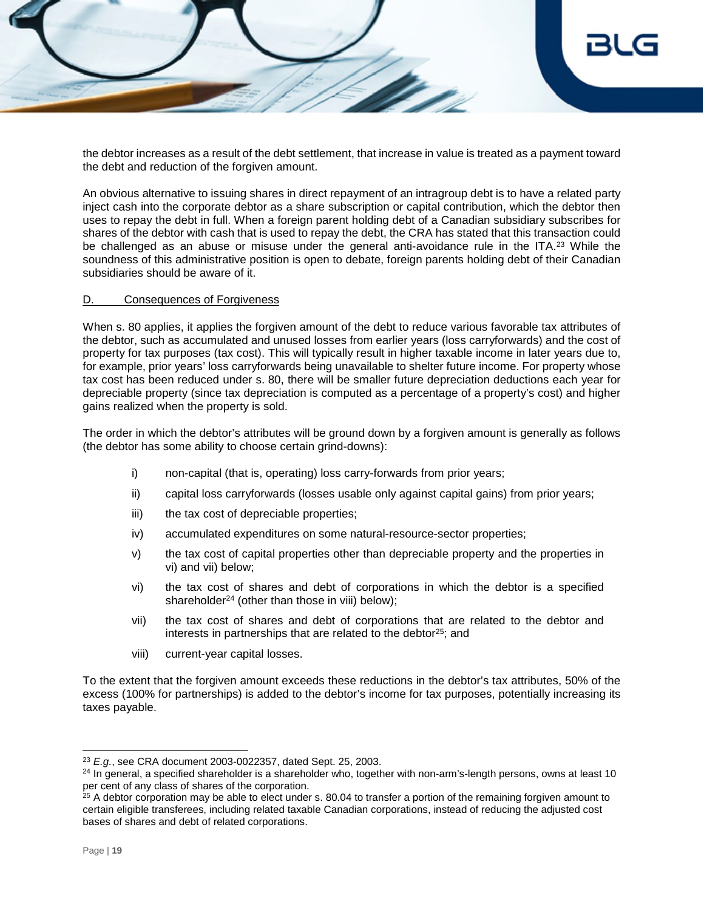the debtor increases as a result of the debt settlement, that increase in value is treated as a payment toward the debt and reduction of the forgiven amount.

An obvious alternative to issuing shares in direct repayment of an intragroup debt is to have a related party inject cash into the corporate debtor as a share subscription or capital contribution, which the debtor then uses to repay the debt in full. When a foreign parent holding debt of a Canadian subsidiary subscribes for shares of the debtor with cash that is used to repay the debt, the CRA has stated that this transaction could be challenged as an abuse or misuse under the general anti-avoidance rule in the ITA.[23] While the soundness of this administrative position is open to debate, foreign parents holding debt of their Canadian subsidiaries should be aware of it.

## D. Consequences of Forgiveness

When s. 80 applies, it applies the forgiven amount of the debt to reduce various favorable tax attributes of the debtor, such as accumulated and unused losses from earlier years (loss carryforwards) and the cost of property for tax purposes (tax cost). This will typically result in higher taxable income in later years due to, for example, prior years' loss carryforwards being unavailable to shelter future income. For property whose tax cost has been reduced under s. 80, there will be smaller future depreciation deductions each year for depreciable property (since tax depreciation is computed as a percentage of a property's cost) and higher gains realized when the property is sold.

The order in which the debtor's attributes will be ground down by a forgiven amount is generally as follows (the debtor has some ability to choose certain grind-downs):

- i) non-capital (that is, operating) loss carry-forwards from prior years;
- ii) capital loss carryforwards (losses usable only against capital gains) from prior years;
- iii) the tax cost of depreciable properties;
- iv) accumulated expenditures on some natural-resource-sector properties;
- v) the tax cost of capital properties other than depreciable property and the properties in vi) and vii) below;
- vi) the tax cost of shares and debt of corporations in which the debtor is a specified shareholder[24] (other than those in viii) below);
- vii) the tax cost of shares and debt of corporations that are related to the debtor and interests in partnerships that are related to the debtor[25]; and
- viii) current-year capital losses.

To the extent that the forgiven amount exceeds these reductions in the debtor's tax attributes, 50% of the excess (100% for partnerships) is added to the debtor's income for tax purposes, potentially increasing its taxes payable.

---

[23] *E.g.*, see CRA document 2003-0022357, dated Sept. 25, 2003.

[24] In general, a specified shareholder is a shareholder who, together with non-arm's-length persons, owns at least 10 per cent of any class of shares of the corporation.

[25] A debtor corporation may be able to elect under s. 80.04 to transfer a portion of the remaining forgiven amount to certain eligible transferees, including related taxable Canadian corporations, instead of reducing the adjusted cost bases of shares and debt of related corporations.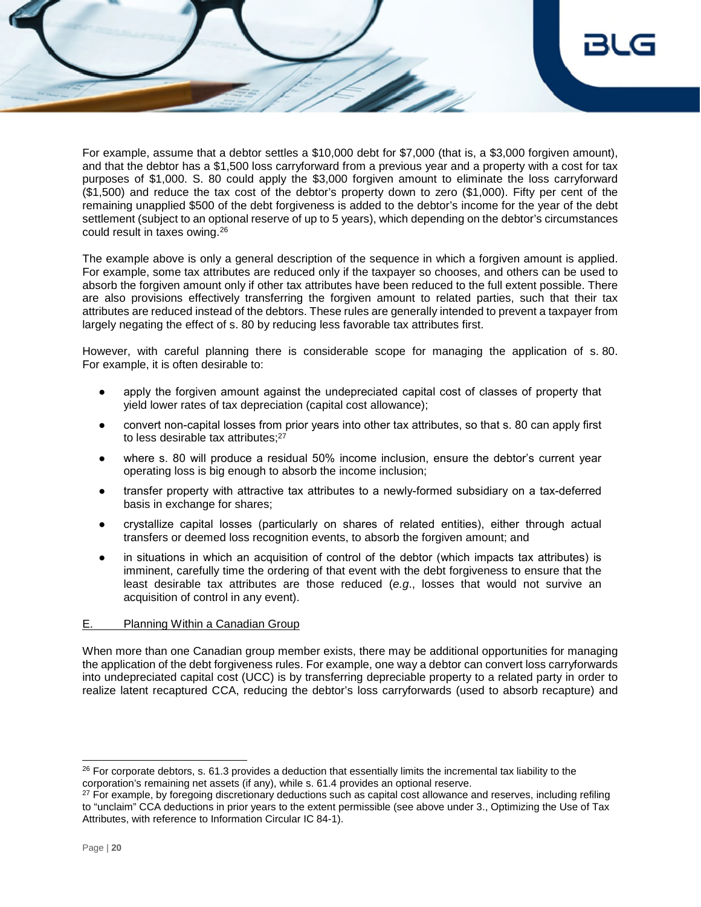For example, assume that a debtor settles a $10,000 debt for $7,000 (that is, a $3,000 forgiven amount), and that the debtor has a $1,500 loss carryforward from a previous year and a property with a cost for tax purposes of $1,000. S. 80 could apply the $3,000 forgiven amount to eliminate the loss carryforward ($1,500) and reduce the tax cost of the debtor's property down to zero ($1,000). Fifty per cent of the remaining unapplied $500 of the debt forgiveness is added to the debtor's income for the year of the debt settlement (subject to an optional reserve of up to 5 years), which depending on the debtor's circumstances could result in taxes owing.[26]

The example above is only a general description of the sequence in which a forgiven amount is applied. For example, some tax attributes are reduced only if the taxpayer so chooses, and others can be used to absorb the forgiven amount only if other tax attributes have been reduced to the full extent possible. There are also provisions effectively transferring the forgiven amount to related parties, such that their tax attributes are reduced instead of the debtors. These rules are generally intended to prevent a taxpayer from largely negating the effect of s. 80 by reducing less favorable tax attributes first.

However, with careful planning there is considerable scope for managing the application of s. 80. For example, it is often desirable to:

- apply the forgiven amount against the undepreciated capital cost of classes of property that yield lower rates of tax depreciation (capital cost allowance);
- convert non-capital losses from prior years into other tax attributes, so that s. 80 can apply first to less desirable tax attributes;[27]
- where s. 80 will produce a residual 50% income inclusion, ensure the debtor's current year operating loss is big enough to absorb the income inclusion;
- transfer property with attractive tax attributes to a newly-formed subsidiary on a tax-deferred basis in exchange for shares;
- crystallize capital losses (particularly on shares of related entities), either through actual transfers or deemed loss recognition events, to absorb the forgiven amount; and
- in situations in which an acquisition of control of the debtor (which impacts tax attributes) is imminent, carefully time the ordering of that event with the debt forgiveness to ensure that the least desirable tax attributes are those reduced (*e.g.*, losses that would not survive an acquisition of control in any event).

## E. Planning Within a Canadian Group

When more than one Canadian group member exists, there may be additional opportunities for managing the application of the debt forgiveness rules. For example, one way a debtor can convert loss carryforwards into undepreciated capital cost (UCC) is by transferring depreciable property to a related party in order to realize latent recaptured CCA, reducing the debtor's loss carryforwards (used to absorb recapture) and

---

[26] For corporate debtors, s. 61.3 provides a deduction that essentially limits the incremental tax liability to the corporation's remaining net assets (if any), while s. 61.4 provides an optional reserve.

[27] For example, by foregoing discretionary deductions such as capital cost allowance and reserves, including refiling to "unclaim" CCA deductions in prior years to the extent permissible (see above under 3., Optimizing the Use of Tax Attributes, with reference to Information Circular IC 84-1).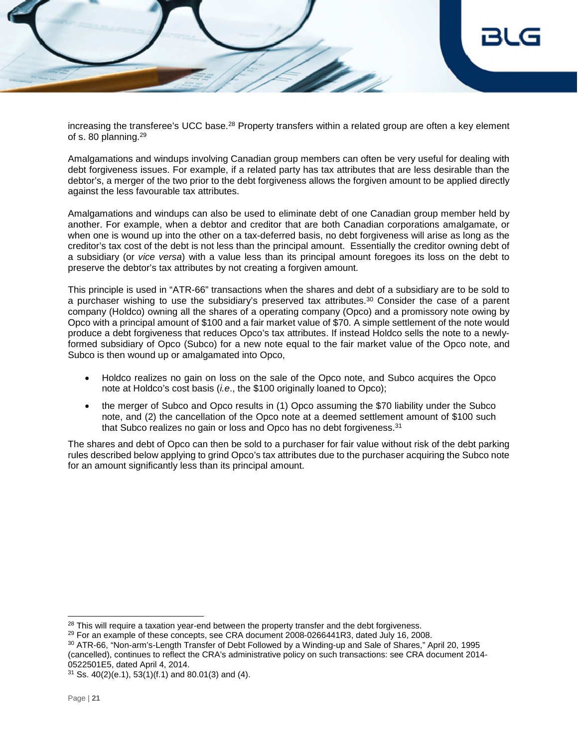increasing the transferee's UCC base.[28] Property transfers within a related group are often a key element of s. 80 planning.[29]

Amalgamations and windups involving Canadian group members can often be very useful for dealing with debt forgiveness issues. For example, if a related party has tax attributes that are less desirable than the debtor's, a merger of the two prior to the debt forgiveness allows the forgiven amount to be applied directly against the less favourable tax attributes.

Amalgamations and windups can also be used to eliminate debt of one Canadian group member held by another. For example, when a debtor and creditor that are both Canadian corporations amalgamate, or when one is wound up into the other on a tax-deferred basis, no debt forgiveness will arise as long as the creditor's tax cost of the debt is not less than the principal amount. Essentially the creditor owning debt of a subsidiary (or *vice versa*) with a value less than its principal amount foregoes its loss on the debt to preserve the debtor's tax attributes by not creating a forgiven amount.

This principle is used in "ATR-66" transactions when the shares and debt of a subsidiary are to be sold to a purchaser wishing to use the subsidiary's preserved tax attributes.[30] Consider the case of a parent company (Holdco) owning all the shares of a operating company (Opco) and a promissory note owing by Opco with a principal amount of $100 and a fair market value of $70. A simple settlement of the note would produce a debt forgiveness that reduces Opco's tax attributes. If instead Holdco sells the note to a newly-formed subsidiary of Opco (Subco) for a new note equal to the fair market value of the Opco note, and Subco is then wound up or amalgamated into Opco,

- Holdco realizes no gain on loss on the sale of the Opco note, and Subco acquires the Opco note at Holdco's cost basis (*i.e.*, the $100 originally loaned to Opco);
- the merger of Subco and Opco results in (1) Opco assuming the $70 liability under the Subco note, and (2) the cancellation of the Opco note at a deemed settlement amount of $100 such that Subco realizes no gain or loss and Opco has no debt forgiveness.[31]

The shares and debt of Opco can then be sold to a purchaser for fair value without risk of the debt parking rules described below applying to grind Opco's tax attributes due to the purchaser acquiring the Subco note for an amount significantly less than its principal amount.

---

[28] This will require a taxation year-end between the property transfer and the debt forgiveness.

[29] For an example of these concepts, see CRA document 2008-0266441R3, dated July 16, 2008.

[30] ATR-66, "Non-arm's-Length Transfer of Debt Followed by a Winding-up and Sale of Shares," April 20, 1995 (cancelled), continues to reflect the CRA's administrative policy on such transactions: see CRA document 2014-0522501E5, dated April 4, 2014.

[31] Ss. 40(2)(e.1), 53(1)(f.1) and 80.01(3) and (4).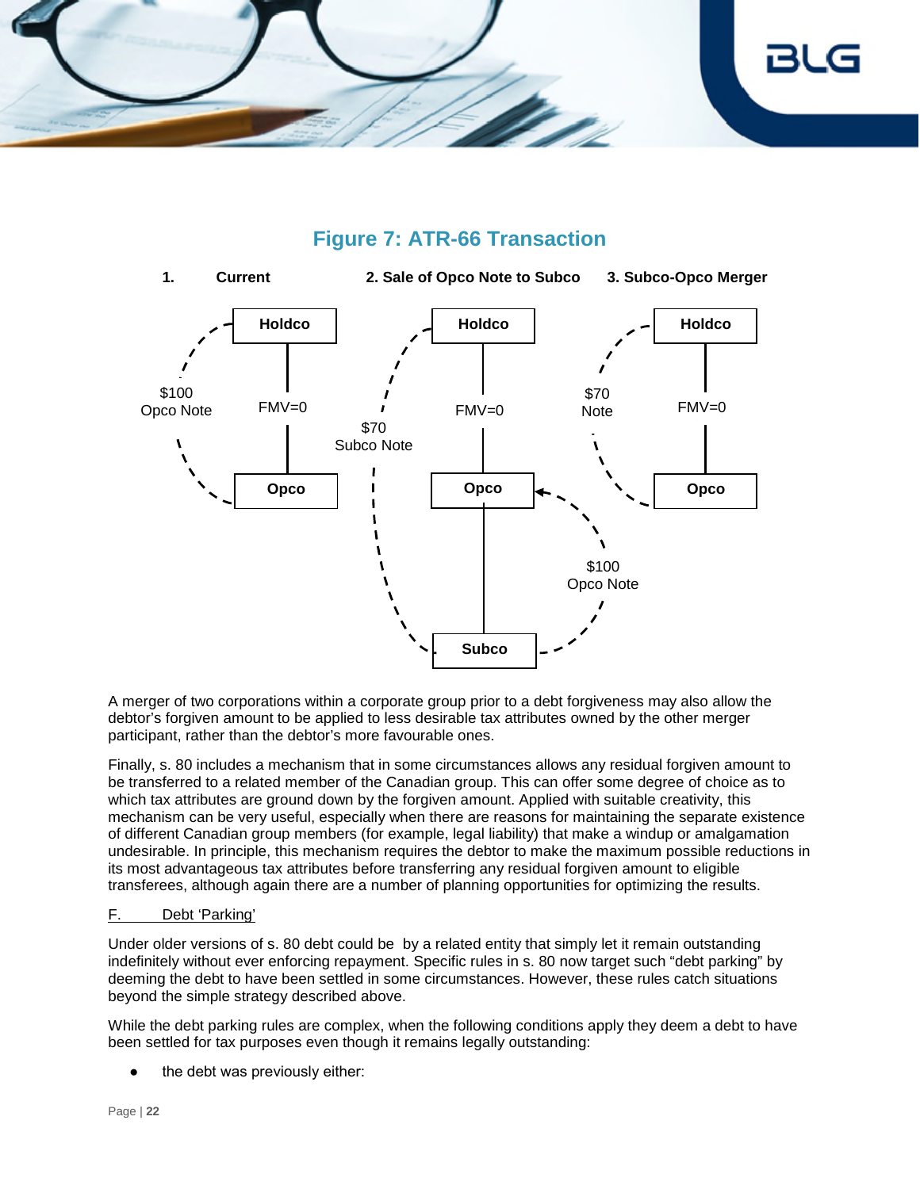## Figure 7: ATR-66 Transaction

**1. Current** — **2. Sale of Opco Note to Subco** — **3. Subco-Opco Merger**

1. Current: Holdco holds Opco (FMV=0); Holdco holds $100 Opco Note.
2. Sale of Opco Note to Subco: Holdco holds Opco (FMV=0); Opco holds Subco; Holdco holds $70 Subco Note; Subco holds $100 Opco Note.
3. Subco-Opco Merger: Holdco holds Opco (FMV=0); Holdco holds $70 Note.

A merger of two corporations within a corporate group prior to a debt forgiveness may also allow the debtor's forgiven amount to be applied to less desirable tax attributes owned by the other merger participant, rather than the debtor's more favourable ones.

Finally, s. 80 includes a mechanism that in some circumstances allows any residual forgiven amount to be transferred to a related member of the Canadian group. This can offer some degree of choice as to which tax attributes are ground down by the forgiven amount. Applied with suitable creativity, this mechanism can be very useful, especially when there are reasons for maintaining the separate existence of different Canadian group members (for example, legal liability) that make a windup or amalgamation undesirable. In principle, this mechanism requires the debtor to make the maximum possible reductions in its most advantageous tax attributes before transferring any residual forgiven amount to eligible transferees, although again there are a number of planning opportunities for optimizing the results.

### F. Debt 'Parking'

Under older versions of s. 80 debt could be  by a related entity that simply let it remain outstanding indefinitely without ever enforcing repayment. Specific rules in s. 80 now target such "debt parking" by deeming the debt to have been settled in some circumstances. However, these rules catch situations beyond the simple strategy described above.

While the debt parking rules are complex, when the following conditions apply they deem a debt to have been settled for tax purposes even though it remains legally outstanding:

- the debt was previously either: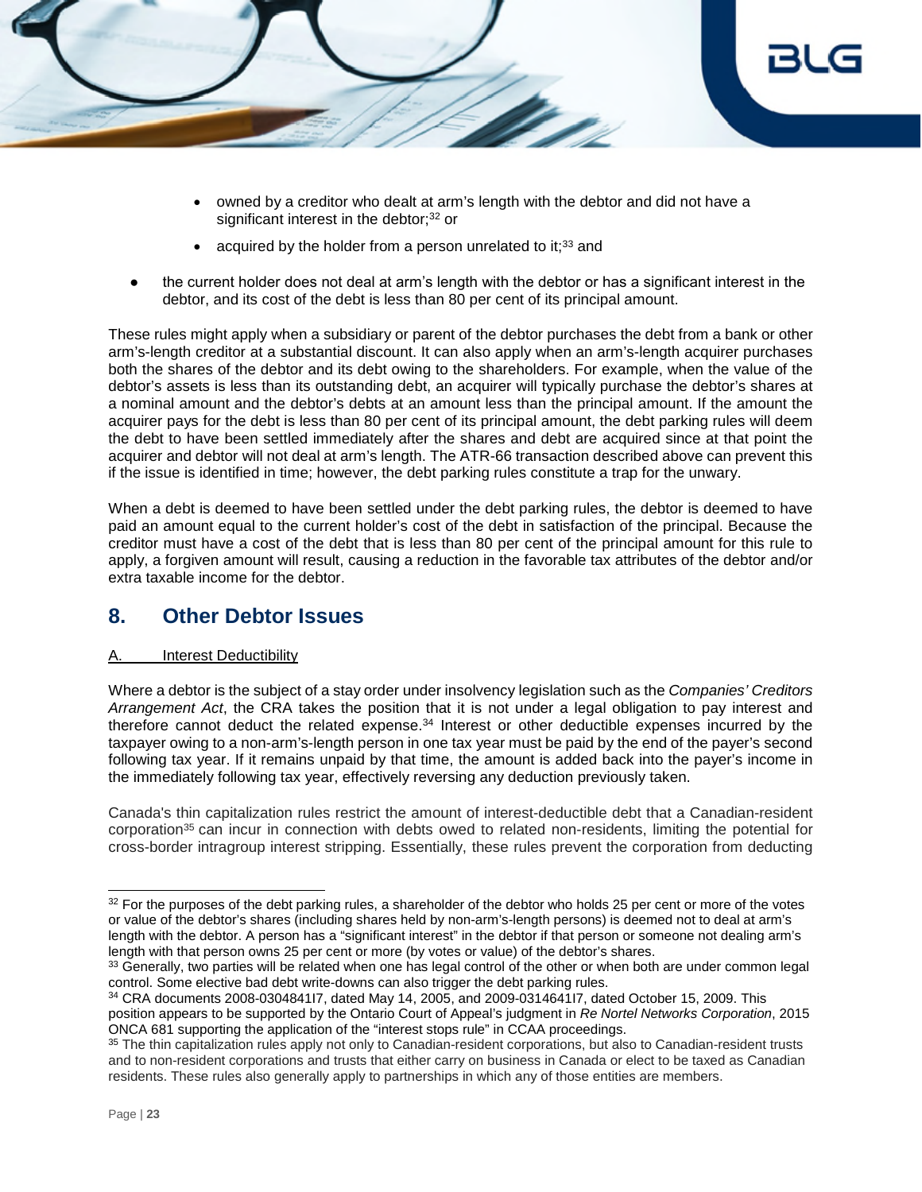- owned by a creditor who dealt at arm's length with the debtor and did not have a significant interest in the debtor;[32] or
  - acquired by the holder from a person unrelated to it;[33] and
- the current holder does not deal at arm's length with the debtor or has a significant interest in the debtor, and its cost of the debt is less than 80 per cent of its principal amount.

These rules might apply when a subsidiary or parent of the debtor purchases the debt from a bank or other arm's-length creditor at a substantial discount. It can also apply when an arm's-length acquirer purchases both the shares of the debtor and its debt owing to the shareholders. For example, when the value of the debtor's assets is less than its outstanding debt, an acquirer will typically purchase the debtor's shares at a nominal amount and the debtor's debts at an amount less than the principal amount. If the amount the acquirer pays for the debt is less than 80 per cent of its principal amount, the debt parking rules will deem the debt to have been settled immediately after the shares and debt are acquired since at that point the acquirer and debtor will not deal at arm's length. The ATR-66 transaction described above can prevent this if the issue is identified in time; however, the debt parking rules constitute a trap for the unwary.

When a debt is deemed to have been settled under the debt parking rules, the debtor is deemed to have paid an amount equal to the current holder's cost of the debt in satisfaction of the principal. Because the creditor must have a cost of the debt that is less than 80 per cent of the principal amount for this rule to apply, a forgiven amount will result, causing a reduction in the favorable tax attributes of the debtor and/or extra taxable income for the debtor.

## 8. Other Debtor Issues

### A. Interest Deductibility

Where a debtor is the subject of a stay order under insolvency legislation such as the *Companies' Creditors Arrangement Act*, the CRA takes the position that it is not under a legal obligation to pay interest and therefore cannot deduct the related expense.[34] Interest or other deductible expenses incurred by the taxpayer owing to a non-arm's-length person in one tax year must be paid by the end of the payer's second following tax year. If it remains unpaid by that time, the amount is added back into the payer's income in the immediately following tax year, effectively reversing any deduction previously taken.

Canada's thin capitalization rules restrict the amount of interest-deductible debt that a Canadian-resident corporation[35] can incur in connection with debts owed to related non-residents, limiting the potential for cross-border intragroup interest stripping. Essentially, these rules prevent the corporation from deducting

---

[32] For the purposes of the debt parking rules, a shareholder of the debtor who holds 25 per cent or more of the votes or value of the debtor's shares (including shares held by non-arm's-length persons) is deemed not to deal at arm's length with the debtor. A person has a "significant interest" in the debtor if that person or someone not dealing arm's length with that person owns 25 per cent or more (by votes or value) of the debtor's shares.

[33] Generally, two parties will be related when one has legal control of the other or when both are under common legal control. Some elective bad debt write-downs can also trigger the debt parking rules.

[34] CRA documents 2008-0304841I7, dated May 14, 2005, and 2009-0314641I7, dated October 15, 2009. This position appears to be supported by the Ontario Court of Appeal's judgment in *Re Nortel Networks Corporation*, 2015 ONCA 681 supporting the application of the "interest stops rule" in CCAA proceedings.

[35] The thin capitalization rules apply not only to Canadian-resident corporations, but also to Canadian-resident trusts and to non-resident corporations and trusts that either carry on business in Canada or elect to be taxed as Canadian residents. These rules also generally apply to partnerships in which any of those entities are members.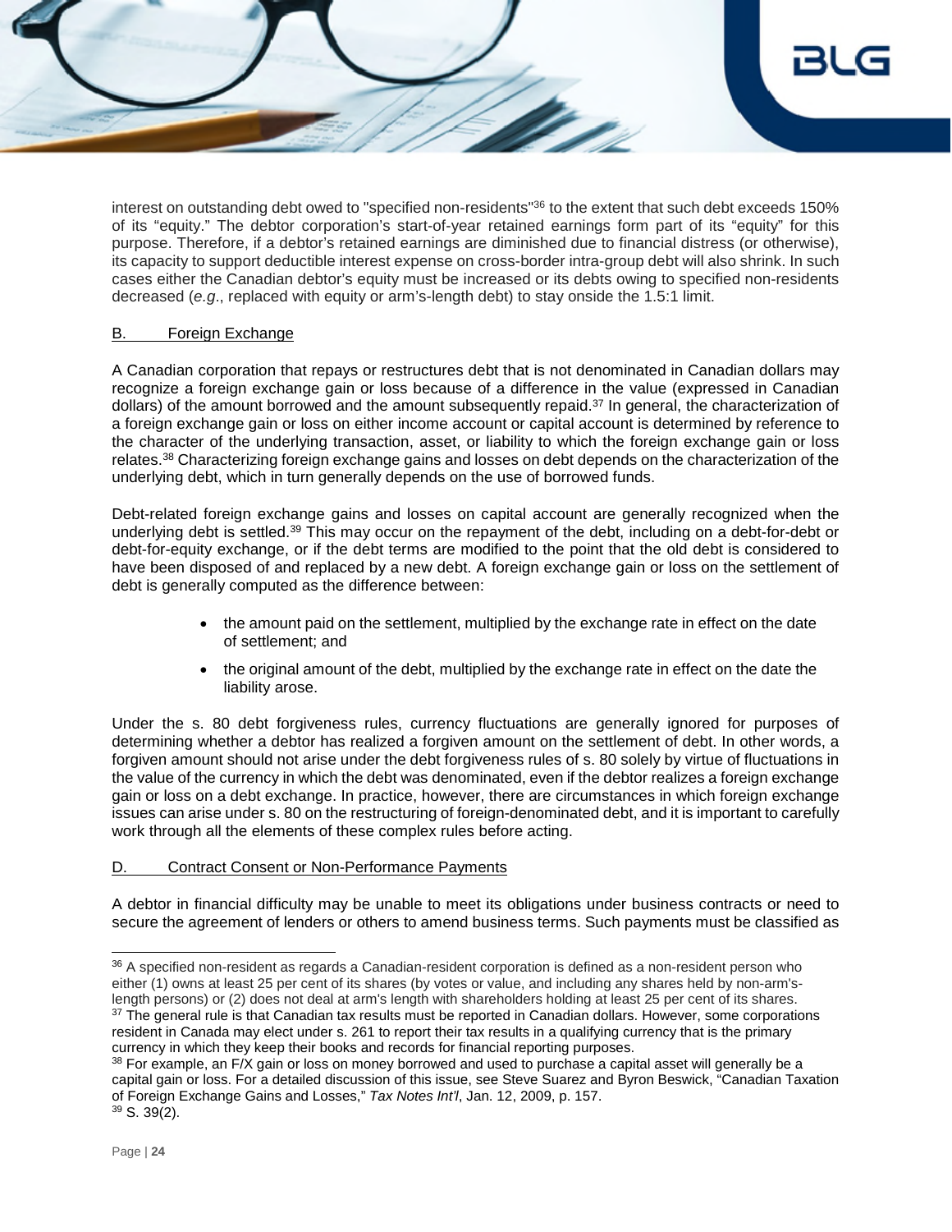interest on outstanding debt owed to "specified non-residents"[36] to the extent that such debt exceeds 150% of its "equity." The debtor corporation's start-of-year retained earnings form part of its "equity" for this purpose. Therefore, if a debtor's retained earnings are diminished due to financial distress (or otherwise), its capacity to support deductible interest expense on cross-border intra-group debt will also shrink. In such cases either the Canadian debtor's equity must be increased or its debts owing to specified non-residents decreased (*e.g*., replaced with equity or arm's-length debt) to stay onside the 1.5:1 limit.

### B. Foreign Exchange

A Canadian corporation that repays or restructures debt that is not denominated in Canadian dollars may recognize a foreign exchange gain or loss because of a difference in the value (expressed in Canadian dollars) of the amount borrowed and the amount subsequently repaid.[37] In general, the characterization of a foreign exchange gain or loss on either income account or capital account is determined by reference to the character of the underlying transaction, asset, or liability to which the foreign exchange gain or loss relates.[38] Characterizing foreign exchange gains and losses on debt depends on the characterization of the underlying debt, which in turn generally depends on the use of borrowed funds.

Debt-related foreign exchange gains and losses on capital account are generally recognized when the underlying debt is settled.[39] This may occur on the repayment of the debt, including on a debt-for-debt or debt-for-equity exchange, or if the debt terms are modified to the point that the old debt is considered to have been disposed of and replaced by a new debt. A foreign exchange gain or loss on the settlement of debt is generally computed as the difference between:

- the amount paid on the settlement, multiplied by the exchange rate in effect on the date of settlement; and
- the original amount of the debt, multiplied by the exchange rate in effect on the date the liability arose.

Under the s. 80 debt forgiveness rules, currency fluctuations are generally ignored for purposes of determining whether a debtor has realized a forgiven amount on the settlement of debt. In other words, a forgiven amount should not arise under the debt forgiveness rules of s. 80 solely by virtue of fluctuations in the value of the currency in which the debt was denominated, even if the debtor realizes a foreign exchange gain or loss on a debt exchange. In practice, however, there are circumstances in which foreign exchange issues can arise under s. 80 on the restructuring of foreign-denominated debt, and it is important to carefully work through all the elements of these complex rules before acting.

### D. Contract Consent or Non-Performance Payments

A debtor in financial difficulty may be unable to meet its obligations under business contracts or need to secure the agreement of lenders or others to amend business terms. Such payments must be classified as

---

[36] A specified non-resident as regards a Canadian-resident corporation is defined as a non-resident person who either (1) owns at least 25 per cent of its shares (by votes or value, and including any shares held by non-arm's-length persons) or (2) does not deal at arm's length with shareholders holding at least 25 per cent of its shares.

[37] The general rule is that Canadian tax results must be reported in Canadian dollars. However, some corporations resident in Canada may elect under s. 261 to report their tax results in a qualifying currency that is the primary currency in which they keep their books and records for financial reporting purposes.

[38] For example, an F/X gain or loss on money borrowed and used to purchase a capital asset will generally be a capital gain or loss. For a detailed discussion of this issue, see Steve Suarez and Byron Beswick, "Canadian Taxation of Foreign Exchange Gains and Losses," *Tax Notes Int'l*, Jan. 12, 2009, p. 157.

[39] S. 39(2).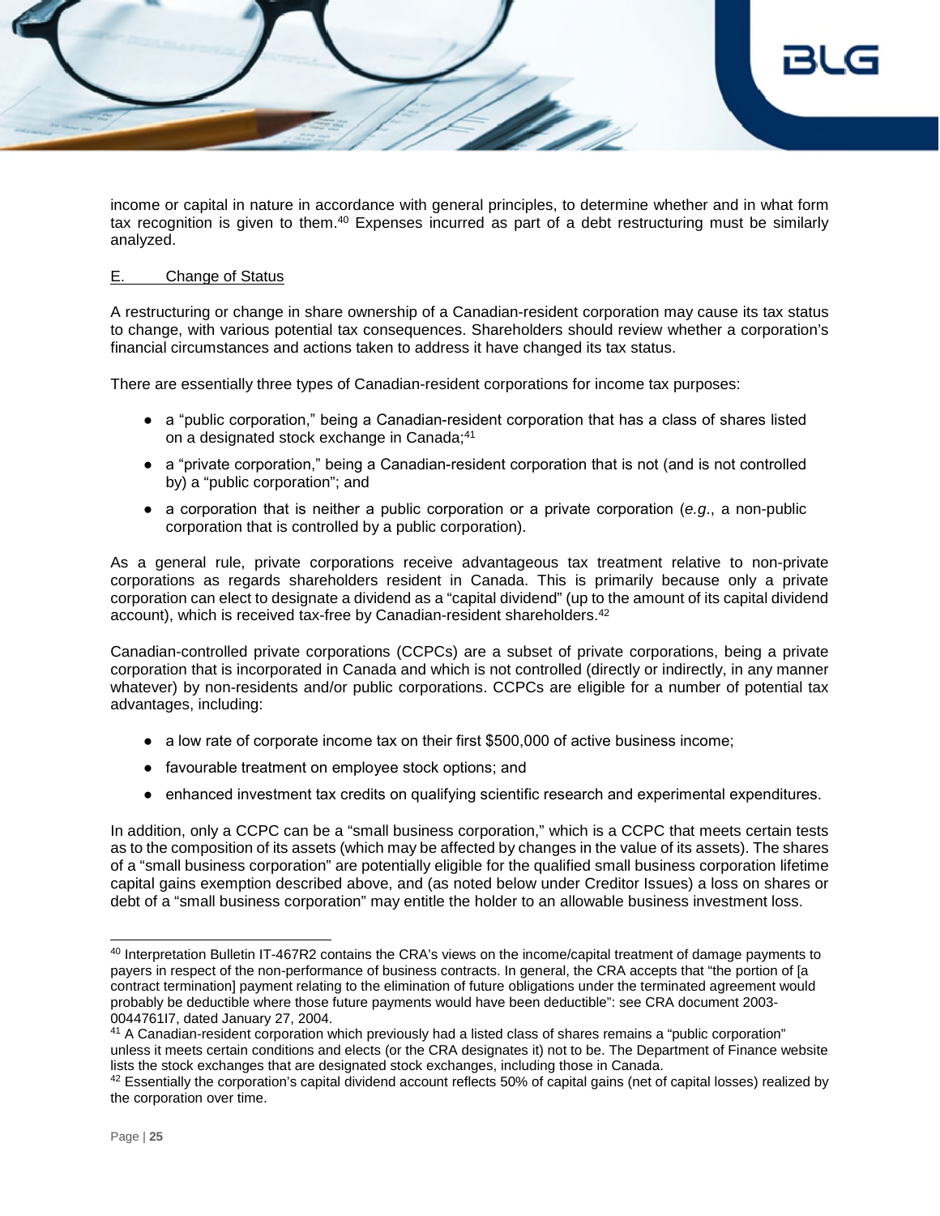income or capital in nature in accordance with general principles, to determine whether and in what form tax recognition is given to them.[40] Expenses incurred as part of a debt restructuring must be similarly analyzed.

## E. Change of Status

A restructuring or change in share ownership of a Canadian-resident corporation may cause its tax status to change, with various potential tax consequences. Shareholders should review whether a corporation's financial circumstances and actions taken to address it have changed its tax status.

There are essentially three types of Canadian-resident corporations for income tax purposes:

- a "public corporation," being a Canadian-resident corporation that has a class of shares listed on a designated stock exchange in Canada;[41]
- a "private corporation," being a Canadian-resident corporation that is not (and is not controlled by) a "public corporation"; and
- a corporation that is neither a public corporation or a private corporation (*e.g.*, a non-public corporation that is controlled by a public corporation).

As a general rule, private corporations receive advantageous tax treatment relative to non-private corporations as regards shareholders resident in Canada. This is primarily because only a private corporation can elect to designate a dividend as a "capital dividend" (up to the amount of its capital dividend account), which is received tax-free by Canadian-resident shareholders.[42]

Canadian-controlled private corporations (CCPCs) are a subset of private corporations, being a private corporation that is incorporated in Canada and which is not controlled (directly or indirectly, in any manner whatever) by non-residents and/or public corporations. CCPCs are eligible for a number of potential tax advantages, including:

- a low rate of corporate income tax on their first $500,000 of active business income;
- favourable treatment on employee stock options; and
- enhanced investment tax credits on qualifying scientific research and experimental expenditures.

In addition, only a CCPC can be a "small business corporation," which is a CCPC that meets certain tests as to the composition of its assets (which may be affected by changes in the value of its assets). The shares of a "small business corporation" are potentially eligible for the qualified small business corporation lifetime capital gains exemption described above, and (as noted below under Creditor Issues) a loss on shares or debt of a "small business corporation" may entitle the holder to an allowable business investment loss.

---

[40] Interpretation Bulletin IT-467R2 contains the CRA's views on the income/capital treatment of damage payments to payers in respect of the non-performance of business contracts. In general, the CRA accepts that "the portion of [a contract termination] payment relating to the elimination of future obligations under the terminated agreement would probably be deductible where those future payments would have been deductible": see CRA document 2003-0044761I7, dated January 27, 2004.

[41] A Canadian-resident corporation which previously had a listed class of shares remains a "public corporation" unless it meets certain conditions and elects (or the CRA designates it) not to be. The Department of Finance website lists the stock exchanges that are designated stock exchanges, including those in Canada.

[42] Essentially the corporation's capital dividend account reflects 50% of capital gains (net of capital losses) realized by the corporation over time.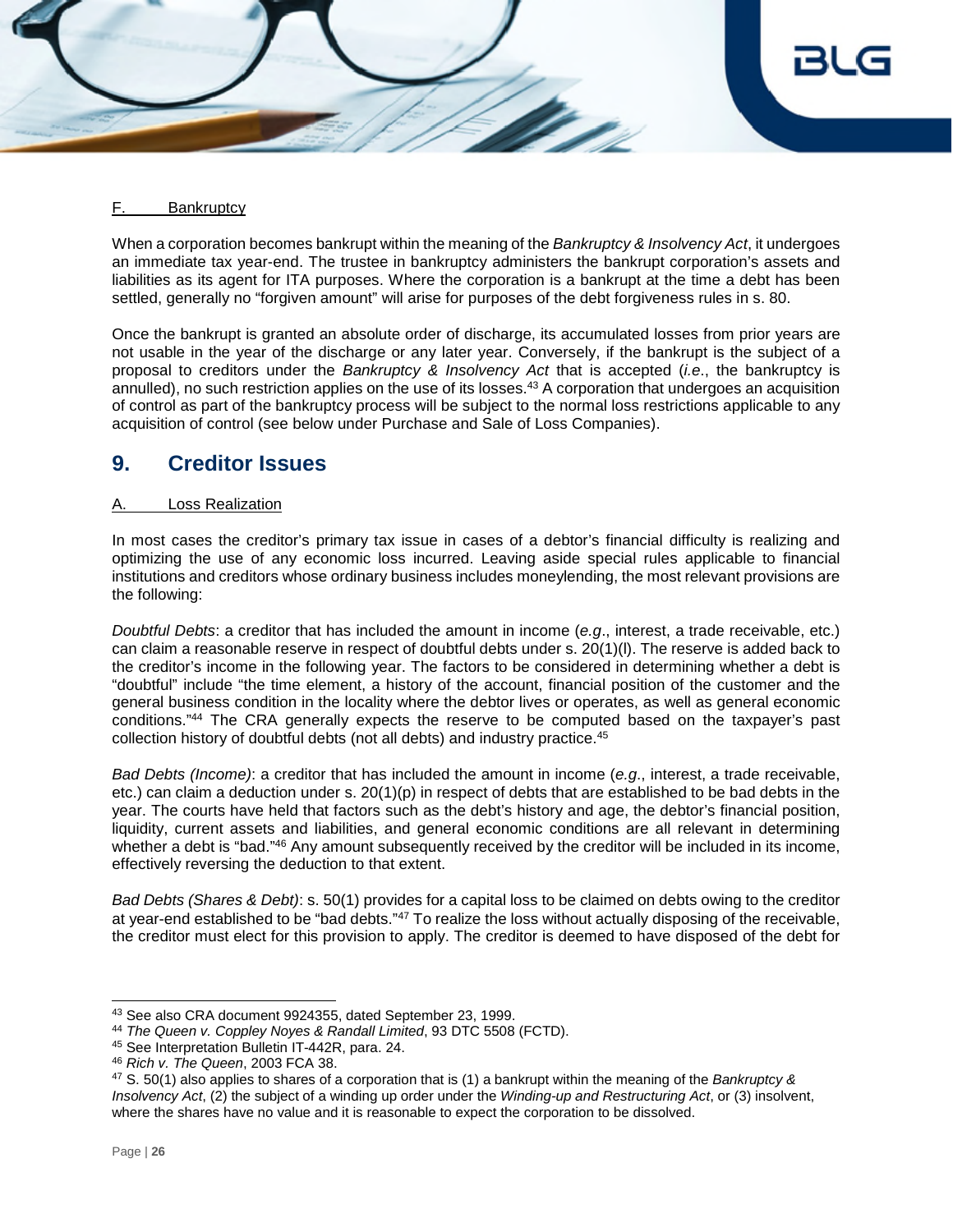### F. Bankruptcy

When a corporation becomes bankrupt within the meaning of the *Bankruptcy & Insolvency Act*, it undergoes an immediate tax year-end. The trustee in bankruptcy administers the bankrupt corporation's assets and liabilities as its agent for ITA purposes. Where the corporation is a bankrupt at the time a debt has been settled, generally no "forgiven amount" will arise for purposes of the debt forgiveness rules in s. 80.

Once the bankrupt is granted an absolute order of discharge, its accumulated losses from prior years are not usable in the year of the discharge or any later year. Conversely, if the bankrupt is the subject of a proposal to creditors under the *Bankruptcy & Insolvency Act* that is accepted (*i.e*., the bankruptcy is annulled), no such restriction applies on the use of its losses.[43] A corporation that undergoes an acquisition of control as part of the bankruptcy process will be subject to the normal loss restrictions applicable to any acquisition of control (see below under Purchase and Sale of Loss Companies).

## 9. Creditor Issues

### A. Loss Realization

In most cases the creditor's primary tax issue in cases of a debtor's financial difficulty is realizing and optimizing the use of any economic loss incurred. Leaving aside special rules applicable to financial institutions and creditors whose ordinary business includes moneylending, the most relevant provisions are the following:

*Doubtful Debts*: a creditor that has included the amount in income (*e.g*., interest, a trade receivable, etc.) can claim a reasonable reserve in respect of doubtful debts under s. 20(1)(l). The reserve is added back to the creditor's income in the following year. The factors to be considered in determining whether a debt is "doubtful" include "the time element, a history of the account, financial position of the customer and the general business condition in the locality where the debtor lives or operates, as well as general economic conditions."[44] The CRA generally expects the reserve to be computed based on the taxpayer's past collection history of doubtful debts (not all debts) and industry practice.[45]

*Bad Debts (Income)*: a creditor that has included the amount in income (*e.g*., interest, a trade receivable, etc.) can claim a deduction under s. 20(1)(p) in respect of debts that are established to be bad debts in the year. The courts have held that factors such as the debt's history and age, the debtor's financial position, liquidity, current assets and liabilities, and general economic conditions are all relevant in determining whether a debt is "bad."[46] Any amount subsequently received by the creditor will be included in its income, effectively reversing the deduction to that extent.

*Bad Debts (Shares & Debt)*: s. 50(1) provides for a capital loss to be claimed on debts owing to the creditor at year-end established to be "bad debts."[47] To realize the loss without actually disposing of the receivable, the creditor must elect for this provision to apply. The creditor is deemed to have disposed of the debt for

---

[43] See also CRA document 9924355, dated September 23, 1999.

[44] *The Queen v. Coppley Noyes & Randall Limited*, 93 DTC 5508 (FCTD).

[45] See Interpretation Bulletin IT-442R, para. 24.

[46] *Rich v. The Queen*, 2003 FCA 38.

[47] S. 50(1) also applies to shares of a corporation that is (1) a bankrupt within the meaning of the *Bankruptcy & Insolvency Act*, (2) the subject of a winding up order under the *Winding-up and Restructuring Act*, or (3) insolvent, where the shares have no value and it is reasonable to expect the corporation to be dissolved.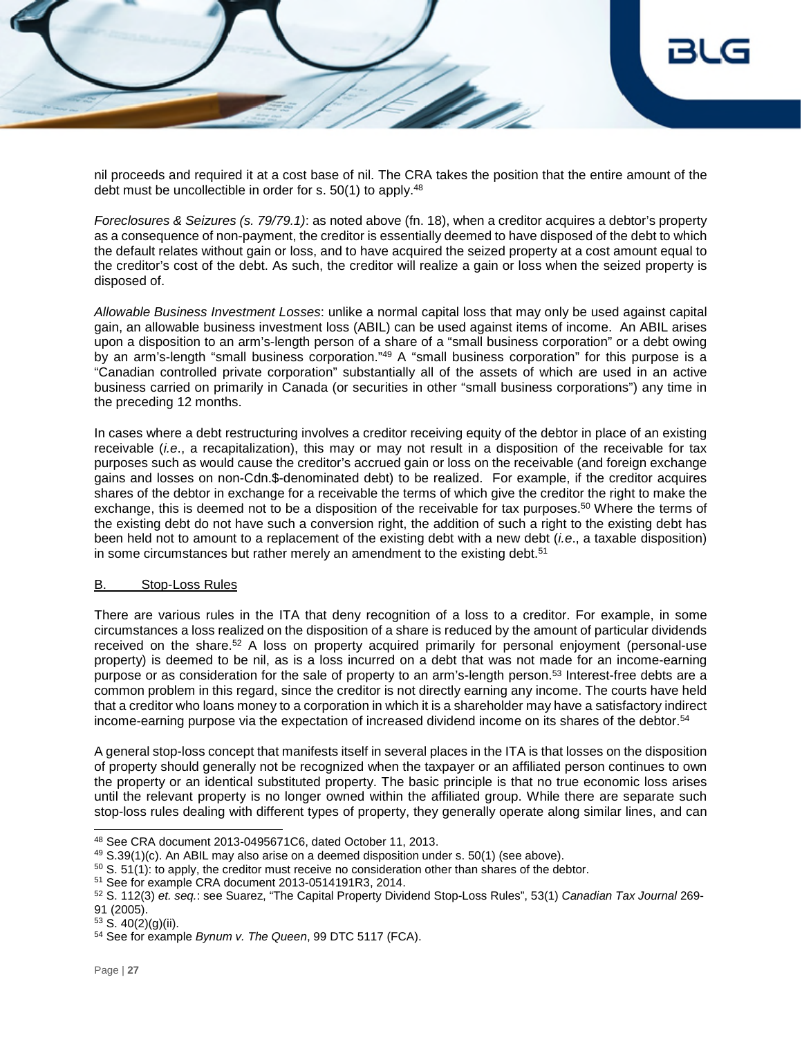nil proceeds and required it at a cost base of nil. The CRA takes the position that the entire amount of the debt must be uncollectible in order for s. 50(1) to apply.[48]

*Foreclosures & Seizures (s. 79/79.1)*: as noted above (fn. 18), when a creditor acquires a debtor's property as a consequence of non-payment, the creditor is essentially deemed to have disposed of the debt to which the default relates without gain or loss, and to have acquired the seized property at a cost amount equal to the creditor's cost of the debt. As such, the creditor will realize a gain or loss when the seized property is disposed of.

*Allowable Business Investment Losses*: unlike a normal capital loss that may only be used against capital gain, an allowable business investment loss (ABIL) can be used against items of income. An ABIL arises upon a disposition to an arm's-length person of a share of a "small business corporation" or a debt owing by an arm's-length "small business corporation."[49] A "small business corporation" for this purpose is a "Canadian controlled private corporation" substantially all of the assets of which are used in an active business carried on primarily in Canada (or securities in other "small business corporations") any time in the preceding 12 months.

In cases where a debt restructuring involves a creditor receiving equity of the debtor in place of an existing receivable (*i.e.*, a recapitalization), this may or may not result in a disposition of the receivable for tax purposes such as would cause the creditor's accrued gain or loss on the receivable (and foreign exchange gains and losses on non-Cdn.$-denominated debt) to be realized. For example, if the creditor acquires shares of the debtor in exchange for a receivable the terms of which give the creditor the right to make the exchange, this is deemed not to be a disposition of the receivable for tax purposes.[50] Where the terms of the existing debt do not have such a conversion right, the addition of such a right to the existing debt has been held not to amount to a replacement of the existing debt with a new debt (*i.e.*, a taxable disposition) in some circumstances but rather merely an amendment to the existing debt.[51]

## B. Stop-Loss Rules

There are various rules in the ITA that deny recognition of a loss to a creditor. For example, in some circumstances a loss realized on the disposition of a share is reduced by the amount of particular dividends received on the share.[52] A loss on property acquired primarily for personal enjoyment (personal-use property) is deemed to be nil, as is a loss incurred on a debt that was not made for an income-earning purpose or as consideration for the sale of property to an arm's-length person.[53] Interest-free debts are a common problem in this regard, since the creditor is not directly earning any income. The courts have held that a creditor who loans money to a corporation in which it is a shareholder may have a satisfactory indirect income-earning purpose via the expectation of increased dividend income on its shares of the debtor.[54]

A general stop-loss concept that manifests itself in several places in the ITA is that losses on the disposition of property should generally not be recognized when the taxpayer or an affiliated person continues to own the property or an identical substituted property. The basic principle is that no true economic loss arises until the relevant property is no longer owned within the affiliated group. While there are separate such stop-loss rules dealing with different types of property, they generally operate along similar lines, and can

---

[48] See CRA document 2013-0495671C6, dated October 11, 2013.

[49] S.39(1)(c). An ABIL may also arise on a deemed disposition under s. 50(1) (see above).

[50] S. 51(1): to apply, the creditor must receive no consideration other than shares of the debtor.

[51] See for example CRA document 2013-0514191R3, 2014.

[52] S. 112(3) *et. seq.*: see Suarez, "The Capital Property Dividend Stop-Loss Rules", 53(1) *Canadian Tax Journal* 269-91 (2005).

[53] S. 40(2)(g)(ii).

[54] See for example *Bynum v. The Queen*, 99 DTC 5117 (FCA).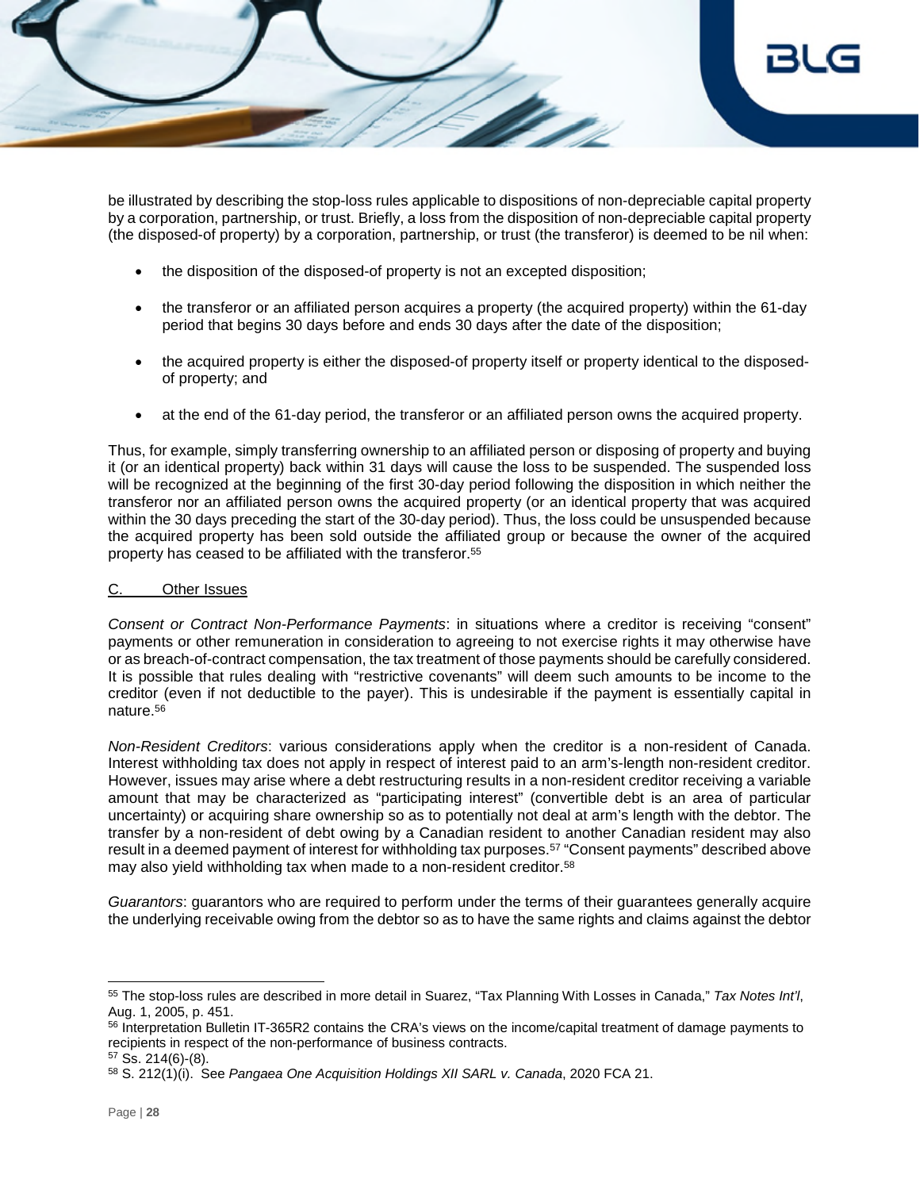be illustrated by describing the stop-loss rules applicable to dispositions of non-depreciable capital property by a corporation, partnership, or trust. Briefly, a loss from the disposition of non-depreciable capital property (the disposed-of property) by a corporation, partnership, or trust (the transferor) is deemed to be nil when:

- the disposition of the disposed-of property is not an excepted disposition;
- the transferor or an affiliated person acquires a property (the acquired property) within the 61-day period that begins 30 days before and ends 30 days after the date of the disposition;
- the acquired property is either the disposed-of property itself or property identical to the disposed-of property; and
- at the end of the 61-day period, the transferor or an affiliated person owns the acquired property.

Thus, for example, simply transferring ownership to an affiliated person or disposing of property and buying it (or an identical property) back within 31 days will cause the loss to be suspended. The suspended loss will be recognized at the beginning of the first 30-day period following the disposition in which neither the transferor nor an affiliated person owns the acquired property (or an identical property that was acquired within the 30 days preceding the start of the 30-day period). Thus, the loss could be unsuspended because the acquired property has been sold outside the affiliated group or because the owner of the acquired property has ceased to be affiliated with the transferor.[55]

## C. Other Issues

*Consent or Contract Non-Performance Payments*: in situations where a creditor is receiving "consent" payments or other remuneration in consideration to agreeing to not exercise rights it may otherwise have or as breach-of-contract compensation, the tax treatment of those payments should be carefully considered. It is possible that rules dealing with "restrictive covenants" will deem such amounts to be income to the creditor (even if not deductible to the payer). This is undesirable if the payment is essentially capital in nature.[56]

*Non-Resident Creditors*: various considerations apply when the creditor is a non-resident of Canada. Interest withholding tax does not apply in respect of interest paid to an arm's-length non-resident creditor. However, issues may arise where a debt restructuring results in a non-resident creditor receiving a variable amount that may be characterized as "participating interest" (convertible debt is an area of particular uncertainty) or acquiring share ownership so as to potentially not deal at arm's length with the debtor. The transfer by a non-resident of debt owing by a Canadian resident to another Canadian resident may also result in a deemed payment of interest for withholding tax purposes.[57] "Consent payments" described above may also yield withholding tax when made to a non-resident creditor.[58]

*Guarantors*: guarantors who are required to perform under the terms of their guarantees generally acquire the underlying receivable owing from the debtor so as to have the same rights and claims against the debtor

---

[55] The stop-loss rules are described in more detail in Suarez, "Tax Planning With Losses in Canada," *Tax Notes Int'l*, Aug. 1, 2005, p. 451.

[56] Interpretation Bulletin IT-365R2 contains the CRA's views on the income/capital treatment of damage payments to recipients in respect of the non-performance of business contracts.

[57] Ss. 214(6)-(8).

[58] S. 212(1)(i). See *Pangaea One Acquisition Holdings XII SARL v. Canada*, 2020 FCA 21.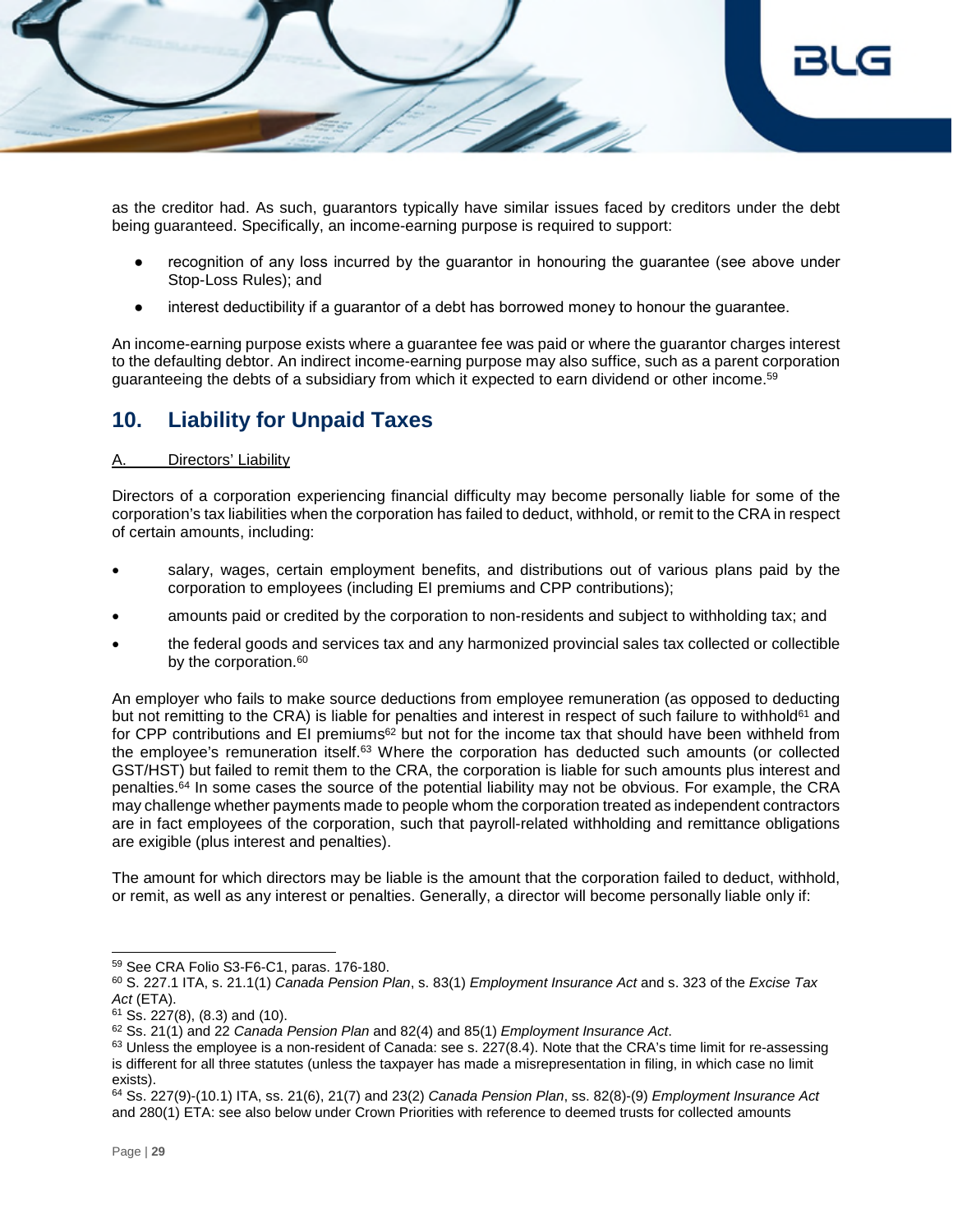as the creditor had. As such, guarantors typically have similar issues faced by creditors under the debt being guaranteed. Specifically, an income-earning purpose is required to support:

- recognition of any loss incurred by the guarantor in honouring the guarantee (see above under Stop-Loss Rules); and
- interest deductibility if a guarantor of a debt has borrowed money to honour the guarantee.

An income-earning purpose exists where a guarantee fee was paid or where the guarantor charges interest to the defaulting debtor. An indirect income-earning purpose may also suffice, such as a parent corporation guaranteeing the debts of a subsidiary from which it expected to earn dividend or other income.[59]

## 10. Liability for Unpaid Taxes

### A. Directors' Liability

Directors of a corporation experiencing financial difficulty may become personally liable for some of the corporation's tax liabilities when the corporation has failed to deduct, withhold, or remit to the CRA in respect of certain amounts, including:

- salary, wages, certain employment benefits, and distributions out of various plans paid by the corporation to employees (including EI premiums and CPP contributions);
- amounts paid or credited by the corporation to non-residents and subject to withholding tax; and
- the federal goods and services tax and any harmonized provincial sales tax collected or collectible by the corporation.[60]

An employer who fails to make source deductions from employee remuneration (as opposed to deducting but not remitting to the CRA) is liable for penalties and interest in respect of such failure to withhold[61] and for CPP contributions and EI premiums[62] but not for the income tax that should have been withheld from the employee's remuneration itself.[63] Where the corporation has deducted such amounts (or collected GST/HST) but failed to remit them to the CRA, the corporation is liable for such amounts plus interest and penalties.[64] In some cases the source of the potential liability may not be obvious. For example, the CRA may challenge whether payments made to people whom the corporation treated as independent contractors are in fact employees of the corporation, such that payroll-related withholding and remittance obligations are exigible (plus interest and penalties).

The amount for which directors may be liable is the amount that the corporation failed to deduct, withhold, or remit, as well as any interest or penalties. Generally, a director will become personally liable only if:

---

[59] See CRA Folio S3-F6-C1, paras. 176-180.

[60] S. 227.1 ITA, s. 21.1(1) *Canada Pension Plan*, s. 83(1) *Employment Insurance Act* and s. 323 of the *Excise Tax Act* (ETA).

[61] Ss. 227(8), (8.3) and (10).

[62] Ss. 21(1) and 22 *Canada Pension Plan* and 82(4) and 85(1) *Employment Insurance Act*.

[63] Unless the employee is a non-resident of Canada: see s. 227(8.4). Note that the CRA's time limit for re-assessing is different for all three statutes (unless the taxpayer has made a misrepresentation in filing, in which case no limit exists).

[64] Ss. 227(9)-(10.1) ITA, ss. 21(6), 21(7) and 23(2) *Canada Pension Plan*, ss. 82(8)-(9) *Employment Insurance Act* and 280(1) ETA: see also below under Crown Priorities with reference to deemed trusts for collected amounts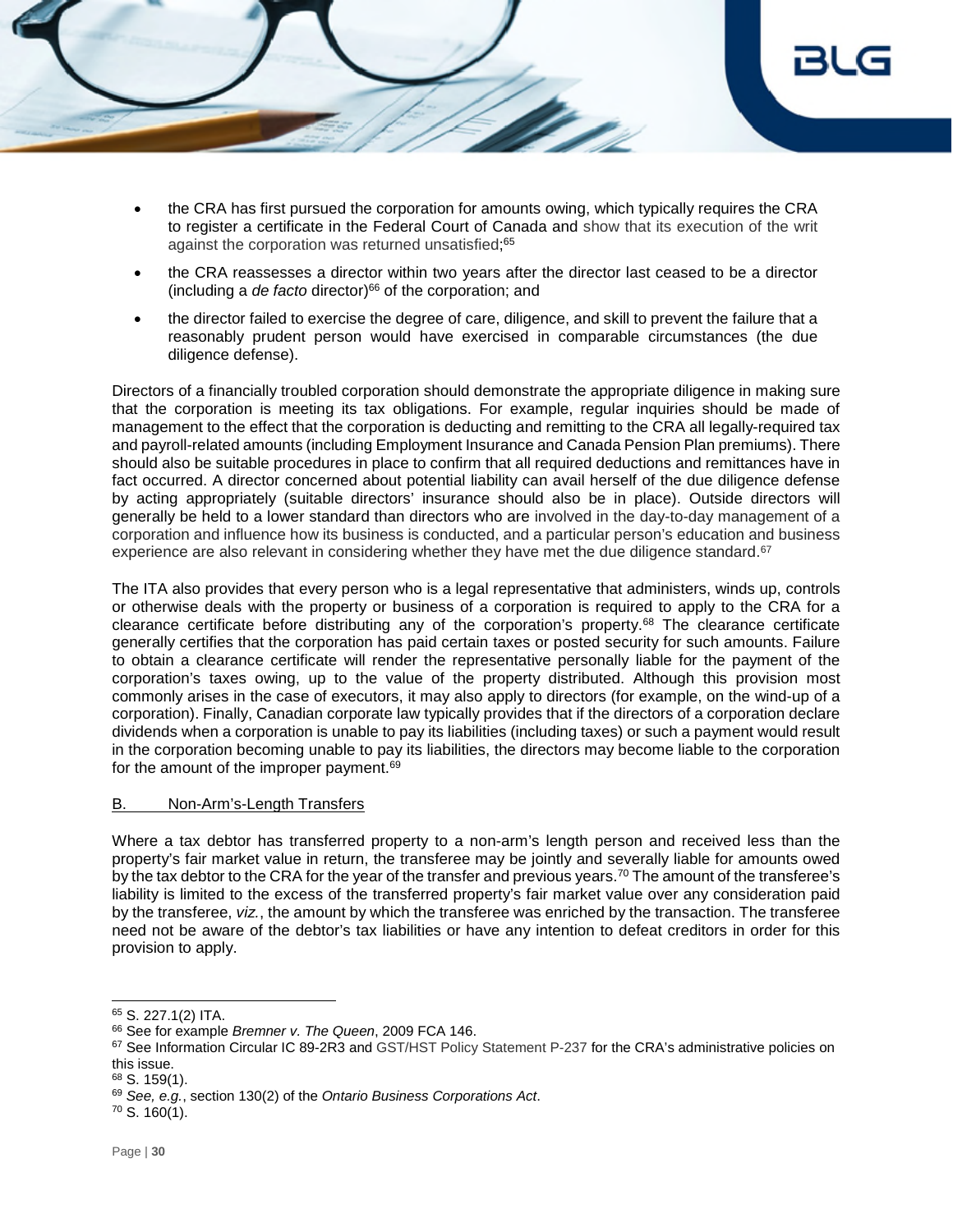- the CRA has first pursued the corporation for amounts owing, which typically requires the CRA to register a certificate in the Federal Court of Canada and show that its execution of the writ against the corporation was returned unsatisfied;[65]
- the CRA reassesses a director within two years after the director last ceased to be a director (including a *de facto* director)[66] of the corporation; and
- the director failed to exercise the degree of care, diligence, and skill to prevent the failure that a reasonably prudent person would have exercised in comparable circumstances (the due diligence defense).

Directors of a financially troubled corporation should demonstrate the appropriate diligence in making sure that the corporation is meeting its tax obligations. For example, regular inquiries should be made of management to the effect that the corporation is deducting and remitting to the CRA all legally-required tax and payroll-related amounts (including Employment Insurance and Canada Pension Plan premiums). There should also be suitable procedures in place to confirm that all required deductions and remittances have in fact occurred. A director concerned about potential liability can avail herself of the due diligence defense by acting appropriately (suitable directors' insurance should also be in place). Outside directors will generally be held to a lower standard than directors who are involved in the day-to-day management of a corporation and influence how its business is conducted, and a particular person's education and business experience are also relevant in considering whether they have met the due diligence standard.[67]

The ITA also provides that every person who is a legal representative that administers, winds up, controls or otherwise deals with the property or business of a corporation is required to apply to the CRA for a clearance certificate before distributing any of the corporation's property.[68] The clearance certificate generally certifies that the corporation has paid certain taxes or posted security for such amounts. Failure to obtain a clearance certificate will render the representative personally liable for the payment of the corporation's taxes owing, up to the value of the property distributed. Although this provision most commonly arises in the case of executors, it may also apply to directors (for example, on the wind-up of a corporation). Finally, Canadian corporate law typically provides that if the directors of a corporation declare dividends when a corporation is unable to pay its liabilities (including taxes) or such a payment would result in the corporation becoming unable to pay its liabilities, the directors may become liable to the corporation for the amount of the improper payment.[69]

## B. Non-Arm's-Length Transfers

Where a tax debtor has transferred property to a non-arm's length person and received less than the property's fair market value in return, the transferee may be jointly and severally liable for amounts owed by the tax debtor to the CRA for the year of the transfer and previous years.[70] The amount of the transferee's liability is limited to the excess of the transferred property's fair market value over any consideration paid by the transferee, *viz.*, the amount by which the transferee was enriched by the transaction. The transferee need not be aware of the debtor's tax liabilities or have any intention to defeat creditors in order for this provision to apply.

---

[65] S. 227.1(2) ITA.

[66] See for example *Bremner v. The Queen*, 2009 FCA 146.

[67] See Information Circular IC 89-2R3 and GST/HST Policy Statement P-237 for the CRA's administrative policies on this issue.

[68] S. 159(1).

[69] *See, e.g.*, section 130(2) of the *Ontario Business Corporations Act*.

[70] S. 160(1).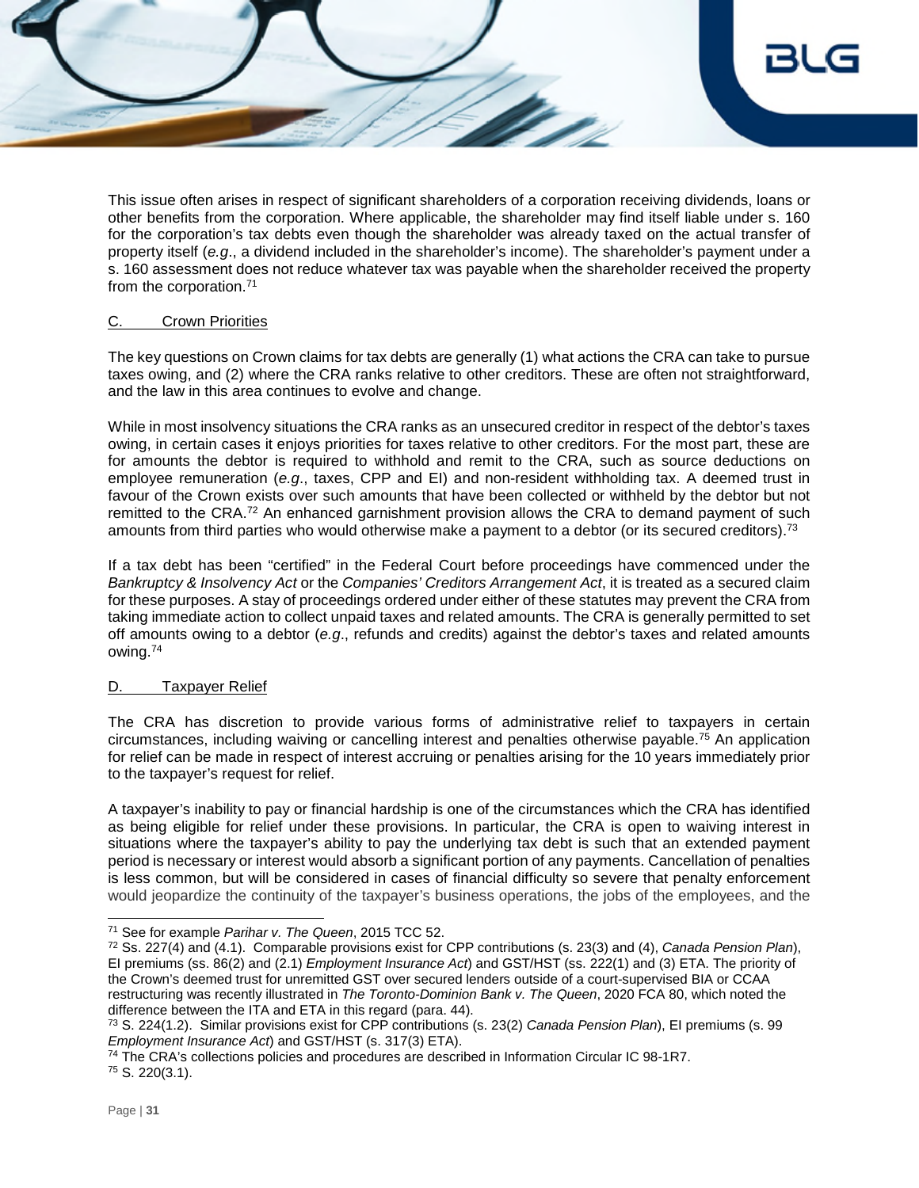This issue often arises in respect of significant shareholders of a corporation receiving dividends, loans or other benefits from the corporation. Where applicable, the shareholder may find itself liable under s. 160 for the corporation's tax debts even though the shareholder was already taxed on the actual transfer of property itself (*e.g*., a dividend included in the shareholder's income). The shareholder's payment under a s. 160 assessment does not reduce whatever tax was payable when the shareholder received the property from the corporation.[71]

## C. Crown Priorities

The key questions on Crown claims for tax debts are generally (1) what actions the CRA can take to pursue taxes owing, and (2) where the CRA ranks relative to other creditors. These are often not straightforward, and the law in this area continues to evolve and change.

While in most insolvency situations the CRA ranks as an unsecured creditor in respect of the debtor's taxes owing, in certain cases it enjoys priorities for taxes relative to other creditors. For the most part, these are for amounts the debtor is required to withhold and remit to the CRA, such as source deductions on employee remuneration (*e.g*., taxes, CPP and EI) and non-resident withholding tax. A deemed trust in favour of the Crown exists over such amounts that have been collected or withheld by the debtor but not remitted to the CRA.[72] An enhanced garnishment provision allows the CRA to demand payment of such amounts from third parties who would otherwise make a payment to a debtor (or its secured creditors).[73]

If a tax debt has been "certified" in the Federal Court before proceedings have commenced under the *Bankruptcy & Insolvency Act* or the *Companies' Creditors Arrangement Act*, it is treated as a secured claim for these purposes. A stay of proceedings ordered under either of these statutes may prevent the CRA from taking immediate action to collect unpaid taxes and related amounts. The CRA is generally permitted to set off amounts owing to a debtor (*e.g*., refunds and credits) against the debtor's taxes and related amounts owing.[74]

## D. Taxpayer Relief

The CRA has discretion to provide various forms of administrative relief to taxpayers in certain circumstances, including waiving or cancelling interest and penalties otherwise payable.[75] An application for relief can be made in respect of interest accruing or penalties arising for the 10 years immediately prior to the taxpayer's request for relief.

A taxpayer's inability to pay or financial hardship is one of the circumstances which the CRA has identified as being eligible for relief under these provisions. In particular, the CRA is open to waiving interest in situations where the taxpayer's ability to pay the underlying tax debt is such that an extended payment period is necessary or interest would absorb a significant portion of any payments. Cancellation of penalties is less common, but will be considered in cases of financial difficulty so severe that penalty enforcement would jeopardize the continuity of the taxpayer's business operations, the jobs of the employees, and the

---

[71] See for example *Parihar v. The Queen*, 2015 TCC 52.

[72] Ss. 227(4) and (4.1). Comparable provisions exist for CPP contributions (s. 23(3) and (4), *Canada Pension Plan*), EI premiums (ss. 86(2) and (2.1) *Employment Insurance Act*) and GST/HST (ss. 222(1) and (3) ETA. The priority of the Crown's deemed trust for unremitted GST over secured lenders outside of a court-supervised BIA or CCAA restructuring was recently illustrated in *The Toronto-Dominion Bank v. The Queen*, 2020 FCA 80, which noted the difference between the ITA and ETA in this regard (para. 44).

[73] S. 224(1.2). Similar provisions exist for CPP contributions (s. 23(2) *Canada Pension Plan*), EI premiums (s. 99 *Employment Insurance Act*) and GST/HST (s. 317(3) ETA).

[74] The CRA's collections policies and procedures are described in Information Circular IC 98-1R7.

[75] S. 220(3.1).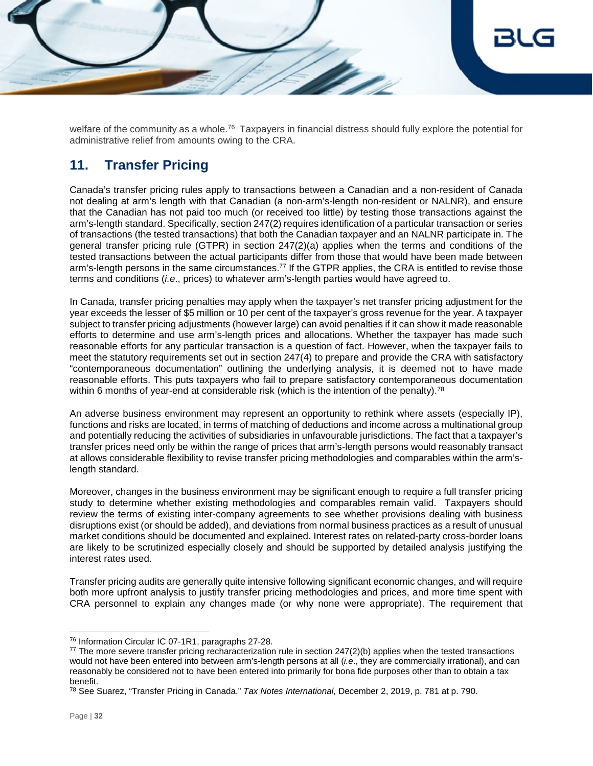welfare of the community as a whole.[76] Taxpayers in financial distress should fully explore the potential for administrative relief from amounts owing to the CRA.

## 11. Transfer Pricing

Canada's transfer pricing rules apply to transactions between a Canadian and a non-resident of Canada not dealing at arm's length with that Canadian (a non-arm's-length non-resident or NALNR), and ensure that the Canadian has not paid too much (or received too little) by testing those transactions against the arm's-length standard. Specifically, section 247(2) requires identification of a particular transaction or series of transactions (the tested transactions) that both the Canadian taxpayer and an NALNR participate in. The general transfer pricing rule (GTPR) in section 247(2)(a) applies when the terms and conditions of the tested transactions between the actual participants differ from those that would have been made between arm's-length persons in the same circumstances.[77] If the GTPR applies, the CRA is entitled to revise those terms and conditions (*i.e*., prices) to whatever arm's-length parties would have agreed to.

In Canada, transfer pricing penalties may apply when the taxpayer's net transfer pricing adjustment for the year exceeds the lesser of $5 million or 10 per cent of the taxpayer's gross revenue for the year. A taxpayer subject to transfer pricing adjustments (however large) can avoid penalties if it can show it made reasonable efforts to determine and use arm's-length prices and allocations. Whether the taxpayer has made such reasonable efforts for any particular transaction is a question of fact. However, when the taxpayer fails to meet the statutory requirements set out in section 247(4) to prepare and provide the CRA with satisfactory "contemporaneous documentation" outlining the underlying analysis, it is deemed not to have made reasonable efforts. This puts taxpayers who fail to prepare satisfactory contemporaneous documentation within 6 months of year-end at considerable risk (which is the intention of the penalty).[78]

An adverse business environment may represent an opportunity to rethink where assets (especially IP), functions and risks are located, in terms of matching of deductions and income across a multinational group and potentially reducing the activities of subsidiaries in unfavourable jurisdictions. The fact that a taxpayer's transfer prices need only be within the range of prices that arm's-length persons would reasonably transact at allows considerable flexibility to revise transfer pricing methodologies and comparables within the arm's-length standard.

Moreover, changes in the business environment may be significant enough to require a full transfer pricing study to determine whether existing methodologies and comparables remain valid. Taxpayers should review the terms of existing inter-company agreements to see whether provisions dealing with business disruptions exist (or should be added), and deviations from normal business practices as a result of unusual market conditions should be documented and explained. Interest rates on related-party cross-border loans are likely to be scrutinized especially closely and should be supported by detailed analysis justifying the interest rates used.

Transfer pricing audits are generally quite intensive following significant economic changes, and will require both more upfront analysis to justify transfer pricing methodologies and prices, and more time spent with CRA personnel to explain any changes made (or why none were appropriate). The requirement that

---

[76] Information Circular IC 07-1R1, paragraphs 27-28.

[77] The more severe transfer pricing recharacterization rule in section 247(2)(b) applies when the tested transactions would not have been entered into between arm's-length persons at all (*i.e*., they are commercially irrational), and can reasonably be considered not to have been entered into primarily for bona fide purposes other than to obtain a tax benefit.

[78] See Suarez, "Transfer Pricing in Canada," *Tax Notes International*, December 2, 2019, p. 781 at p. 790.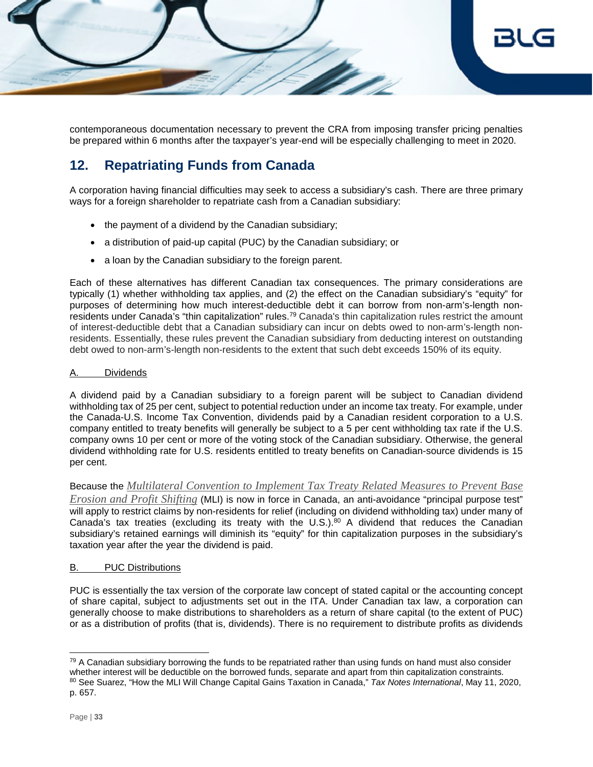contemporaneous documentation necessary to prevent the CRA from imposing transfer pricing penalties be prepared within 6 months after the taxpayer's year-end will be especially challenging to meet in 2020.

## 12. Repatriating Funds from Canada

A corporation having financial difficulties may seek to access a subsidiary's cash. There are three primary ways for a foreign shareholder to repatriate cash from a Canadian subsidiary:

- the payment of a dividend by the Canadian subsidiary;
- a distribution of paid-up capital (PUC) by the Canadian subsidiary; or
- a loan by the Canadian subsidiary to the foreign parent.

Each of these alternatives has different Canadian tax consequences. The primary considerations are typically (1) whether withholding tax applies, and (2) the effect on the Canadian subsidiary's "equity" for purposes of determining how much interest-deductible debt it can borrow from non-arm's-length non-residents under Canada's "thin capitalization" rules.[79] Canada's thin capitalization rules restrict the amount of interest-deductible debt that a Canadian subsidiary can incur on debts owed to non-arm's-length non-residents. Essentially, these rules prevent the Canadian subsidiary from deducting interest on outstanding debt owed to non-arm's-length non-residents to the extent that such debt exceeds 150% of its equity.

### A. Dividends

A dividend paid by a Canadian subsidiary to a foreign parent will be subject to Canadian dividend withholding tax of 25 per cent, subject to potential reduction under an income tax treaty. For example, under the Canada-U.S. Income Tax Convention, dividends paid by a Canadian resident corporation to a U.S. company entitled to treaty benefits will generally be subject to a 5 per cent withholding tax rate if the U.S. company owns 10 per cent or more of the voting stock of the Canadian subsidiary. Otherwise, the general dividend withholding rate for U.S. residents entitled to treaty benefits on Canadian-source dividends is 15 per cent.

Because the *Multilateral Convention to Implement Tax Treaty Related Measures to Prevent Base Erosion and Profit Shifting* (MLI) is now in force in Canada, an anti-avoidance "principal purpose test" will apply to restrict claims by non-residents for relief (including on dividend withholding tax) under many of Canada's tax treaties (excluding its treaty with the U.S.).[80] A dividend that reduces the Canadian subsidiary's retained earnings will diminish its "equity" for thin capitalization purposes in the subsidiary's taxation year after the year the dividend is paid.

### B. PUC Distributions

PUC is essentially the tax version of the corporate law concept of stated capital or the accounting concept of share capital, subject to adjustments set out in the ITA. Under Canadian tax law, a corporation can generally choose to make distributions to shareholders as a return of share capital (to the extent of PUC) or as a distribution of profits (that is, dividends). There is no requirement to distribute profits as dividends

---

[79] A Canadian subsidiary borrowing the funds to be repatriated rather than using funds on hand must also consider whether interest will be deductible on the borrowed funds, separate and apart from thin capitalization constraints.

[80] See Suarez, "How the MLI Will Change Capital Gains Taxation in Canada," *Tax Notes International*, May 11, 2020, p. 657.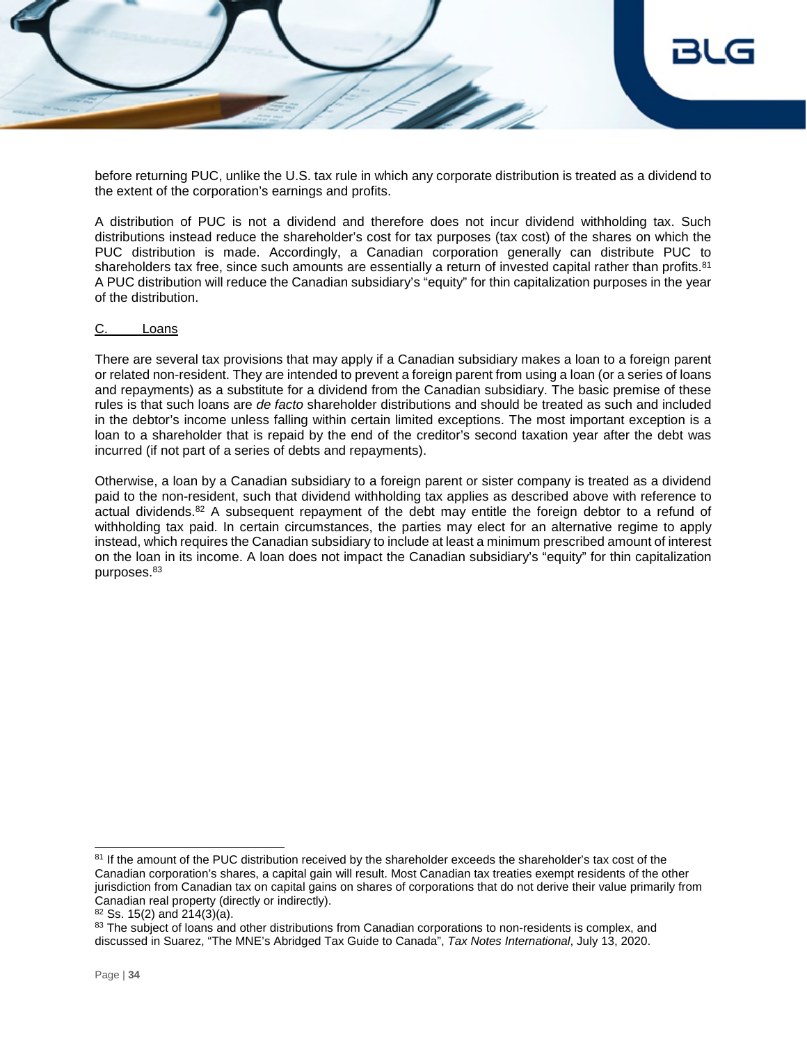before returning PUC, unlike the U.S. tax rule in which any corporate distribution is treated as a dividend to the extent of the corporation's earnings and profits.

A distribution of PUC is not a dividend and therefore does not incur dividend withholding tax. Such distributions instead reduce the shareholder's cost for tax purposes (tax cost) of the shares on which the PUC distribution is made. Accordingly, a Canadian corporation generally can distribute PUC to shareholders tax free, since such amounts are essentially a return of invested capital rather than profits.[81] A PUC distribution will reduce the Canadian subsidiary's "equity" for thin capitalization purposes in the year of the distribution.

<u>C. Loans</u>

There are several tax provisions that may apply if a Canadian subsidiary makes a loan to a foreign parent or related non-resident. They are intended to prevent a foreign parent from using a loan (or a series of loans and repayments) as a substitute for a dividend from the Canadian subsidiary. The basic premise of these rules is that such loans are *de facto* shareholder distributions and should be treated as such and included in the debtor's income unless falling within certain limited exceptions. The most important exception is a loan to a shareholder that is repaid by the end of the creditor's second taxation year after the debt was incurred (if not part of a series of debts and repayments).

Otherwise, a loan by a Canadian subsidiary to a foreign parent or sister company is treated as a dividend paid to the non-resident, such that dividend withholding tax applies as described above with reference to actual dividends.[82] A subsequent repayment of the debt may entitle the foreign debtor to a refund of withholding tax paid. In certain circumstances, the parties may elect for an alternative regime to apply instead, which requires the Canadian subsidiary to include at least a minimum prescribed amount of interest on the loan in its income. A loan does not impact the Canadian subsidiary's "equity" for thin capitalization purposes.[83]

---

[81] If the amount of the PUC distribution received by the shareholder exceeds the shareholder's tax cost of the Canadian corporation's shares, a capital gain will result. Most Canadian tax treaties exempt residents of the other jurisdiction from Canadian tax on capital gains on shares of corporations that do not derive their value primarily from Canadian real property (directly or indirectly).

[82] Ss. 15(2) and 214(3)(a).

[83] The subject of loans and other distributions from Canadian corporations to non-residents is complex, and discussed in Suarez, "The MNE's Abridged Tax Guide to Canada", *Tax Notes International*, July 13, 2020.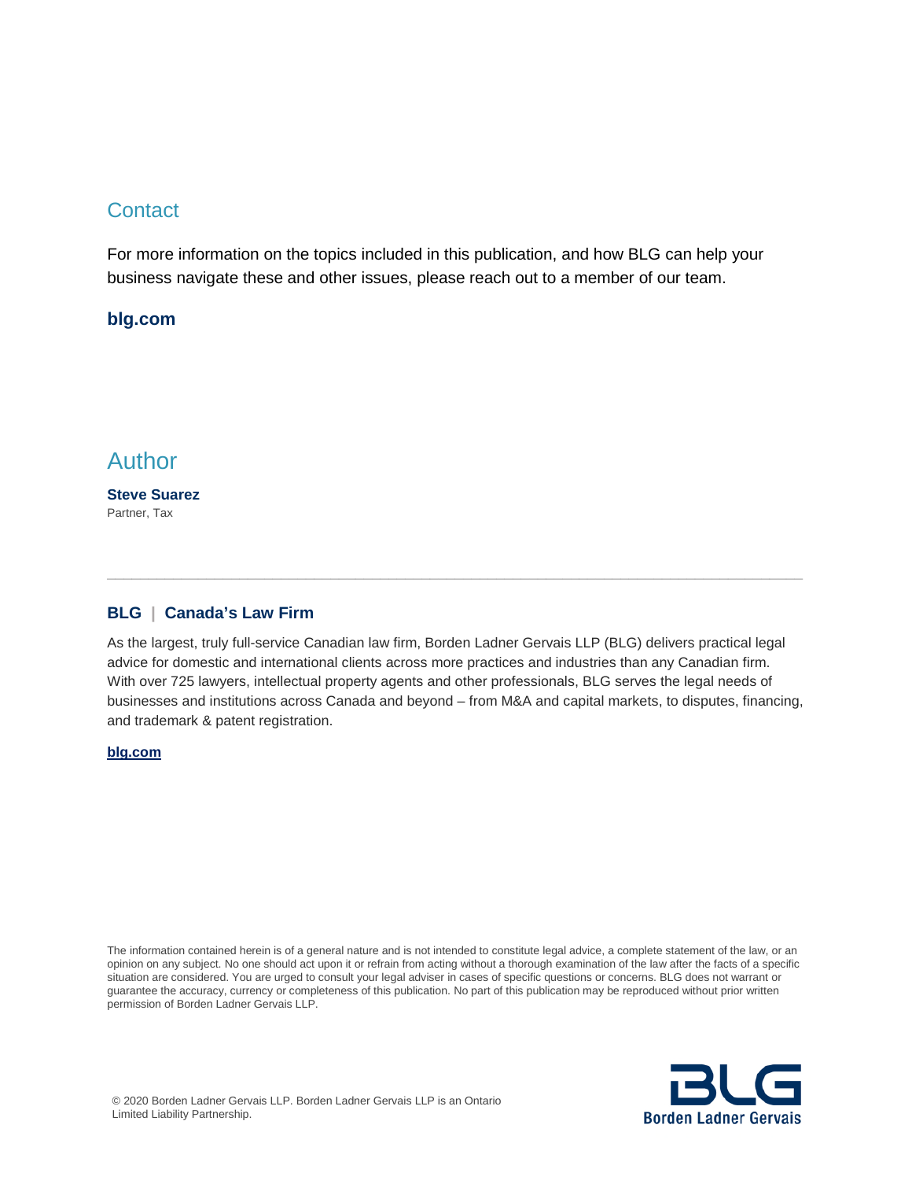## Contact

For more information on the topics included in this publication, and how BLG can help your business navigate these and other issues, please reach out to a member of our team.

**blg.com**

## Author

**Steve Suarez**
Partner, Tax

---

### BLG | Canada's Law Firm

As the largest, truly full-service Canadian law firm, Borden Ladner Gervais LLP (BLG) delivers practical legal advice for domestic and international clients across more practices and industries than any Canadian firm. With over 725 lawyers, intellectual property agents and other professionals, BLG serves the legal needs of businesses and institutions across Canada and beyond – from M&A and capital markets, to disputes, financing, and trademark & patent registration.

**blg.com**

The information contained herein is of a general nature and is not intended to constitute legal advice, a complete statement of the law, or an opinion on any subject. No one should act upon it or refrain from acting without a thorough examination of the law after the facts of a specific situation are considered. You are urged to consult your legal adviser in cases of specific questions or concerns. BLG does not warrant or guarantee the accuracy, currency or completeness of this publication. No part of this publication may be reproduced without prior written permission of Borden Ladner Gervais LLP.

© 2020 Borden Ladner Gervais LLP. Borden Ladner Gervais LLP is an Ontario Limited Liability Partnership.

BLG
Borden Ladner Gervais